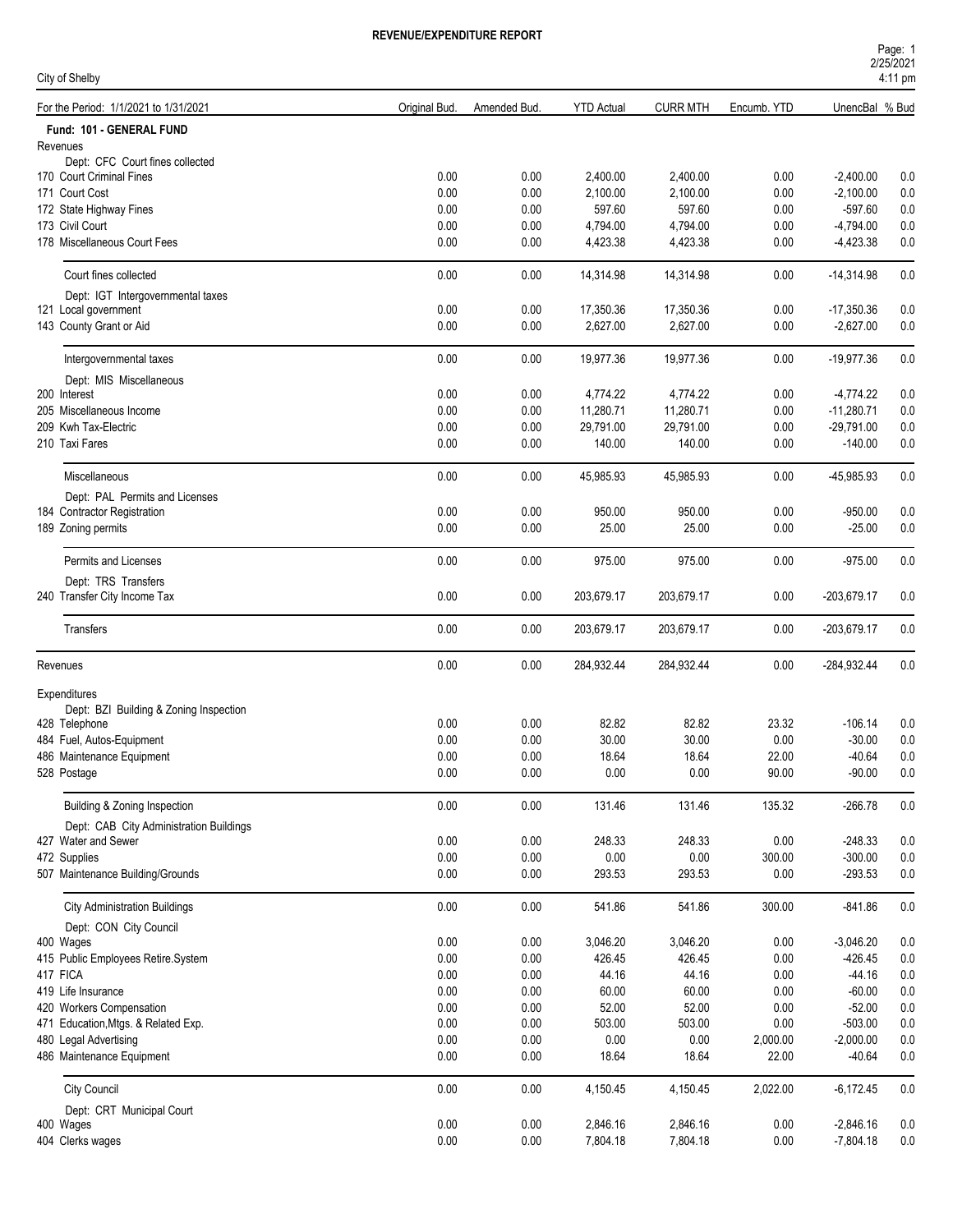# REVENUE/EXPENDITURE REPORT

City of Shelby

For the Period: 1/1/2021 to 1/31/2021

| | Original Bud. | Amended Bud. | YTD Actual | CURR MTH | Encumb. YTD | UnencBal | % Bud |
|---|---|---|---|---|---|---|---|
| **Fund: 101 - GENERAL FUND** | | | | | | | |
| Revenues | | | | | | | |
| Dept: CFC Court fines collected | | | | | | | |
| 170 Court Criminal Fines | 0.00 | 0.00 | 2,400.00 | 2,400.00 | 0.00 | -2,400.00 | 0.0 |
| 171 Court Cost | 0.00 | 0.00 | 2,100.00 | 2,100.00 | 0.00 | -2,100.00 | 0.0 |
| 172 State Highway Fines | 0.00 | 0.00 | 597.60 | 597.60 | 0.00 | -597.60 | 0.0 |
| 173 Civil Court | 0.00 | 0.00 | 4,794.00 | 4,794.00 | 0.00 | -4,794.00 | 0.0 |
| 178 Miscellaneous Court Fees | 0.00 | 0.00 | 4,423.38 | 4,423.38 | 0.00 | -4,423.38 | 0.0 |
| Court fines collected | 0.00 | 0.00 | 14,314.98 | 14,314.98 | 0.00 | -14,314.98 | 0.0 |
| Dept: IGT Intergovernmental taxes | | | | | | | |
| 121 Local government | 0.00 | 0.00 | 17,350.36 | 17,350.36 | 0.00 | -17,350.36 | 0.0 |
| 143 County Grant or Aid | 0.00 | 0.00 | 2,627.00 | 2,627.00 | 0.00 | -2,627.00 | 0.0 |
| Intergovernmental taxes | 0.00 | 0.00 | 19,977.36 | 19,977.36 | 0.00 | -19,977.36 | 0.0 |
| Dept: MIS Miscellaneous | | | | | | | |
| 200 Interest | 0.00 | 0.00 | 4,774.22 | 4,774.22 | 0.00 | -4,774.22 | 0.0 |
| 205 Miscellaneous Income | 0.00 | 0.00 | 11,280.71 | 11,280.71 | 0.00 | -11,280.71 | 0.0 |
| 209 Kwh Tax-Electric | 0.00 | 0.00 | 29,791.00 | 29,791.00 | 0.00 | -29,791.00 | 0.0 |
| 210 Taxi Fares | 0.00 | 0.00 | 140.00 | 140.00 | 0.00 | -140.00 | 0.0 |
| Miscellaneous | 0.00 | 0.00 | 45,985.93 | 45,985.93 | 0.00 | -45,985.93 | 0.0 |
| Dept: PAL Permits and Licenses | | | | | | | |
| 184 Contractor Registration | 0.00 | 0.00 | 950.00 | 950.00 | 0.00 | -950.00 | 0.0 |
| 189 Zoning permits | 0.00 | 0.00 | 25.00 | 25.00 | 0.00 | -25.00 | 0.0 |
| Permits and Licenses | 0.00 | 0.00 | 975.00 | 975.00 | 0.00 | -975.00 | 0.0 |
| Dept: TRS Transfers | | | | | | | |
| 240 Transfer City Income Tax | 0.00 | 0.00 | 203,679.17 | 203,679.17 | 0.00 | -203,679.17 | 0.0 |
| Transfers | 0.00 | 0.00 | 203,679.17 | 203,679.17 | 0.00 | -203,679.17 | 0.0 |
| Revenues | 0.00 | 0.00 | 284,932.44 | 284,932.44 | 0.00 | -284,932.44 | 0.0 |
| Expenditures | | | | | | | |
| Dept: BZI Building & Zoning Inspection | | | | | | | |
| 428 Telephone | 0.00 | 0.00 | 82.82 | 82.82 | 23.32 | -106.14 | 0.0 |
| 484 Fuel, Autos-Equipment | 0.00 | 0.00 | 30.00 | 30.00 | 0.00 | -30.00 | 0.0 |
| 486 Maintenance Equipment | 0.00 | 0.00 | 18.64 | 18.64 | 22.00 | -40.64 | 0.0 |
| 528 Postage | 0.00 | 0.00 | 0.00 | 0.00 | 90.00 | -90.00 | 0.0 |
| Building & Zoning Inspection | 0.00 | 0.00 | 131.46 | 131.46 | 135.32 | -266.78 | 0.0 |
| Dept: CAB City Administration Buildings | | | | | | | |
| 427 Water and Sewer | 0.00 | 0.00 | 248.33 | 248.33 | 0.00 | -248.33 | 0.0 |
| 472 Supplies | 0.00 | 0.00 | 0.00 | 0.00 | 300.00 | -300.00 | 0.0 |
| 507 Maintenance Building/Grounds | 0.00 | 0.00 | 293.53 | 293.53 | 0.00 | -293.53 | 0.0 |
| City Administration Buildings | 0.00 | 0.00 | 541.86 | 541.86 | 300.00 | -841.86 | 0.0 |
| Dept: CON City Council | | | | | | | |
| 400 Wages | 0.00 | 0.00 | 3,046.20 | 3,046.20 | 0.00 | -3,046.20 | 0.0 |
| 415 Public Employees Retire.System | 0.00 | 0.00 | 426.45 | 426.45 | 0.00 | -426.45 | 0.0 |
| 417 FICA | 0.00 | 0.00 | 44.16 | 44.16 | 0.00 | -44.16 | 0.0 |
| 419 Life Insurance | 0.00 | 0.00 | 60.00 | 60.00 | 0.00 | -60.00 | 0.0 |
| 420 Workers Compensation | 0.00 | 0.00 | 52.00 | 52.00 | 0.00 | -52.00 | 0.0 |
| 471 Education,Mtgs. & Related Exp. | 0.00 | 0.00 | 503.00 | 503.00 | 0.00 | -503.00 | 0.0 |
| 480 Legal Advertising | 0.00 | 0.00 | 0.00 | 0.00 | 2,000.00 | -2,000.00 | 0.0 |
| 486 Maintenance Equipment | 0.00 | 0.00 | 18.64 | 18.64 | 22.00 | -40.64 | 0.0 |
| City Council | 0.00 | 0.00 | 4,150.45 | 4,150.45 | 2,022.00 | -6,172.45 | 0.0 |
| Dept: CRT Municipal Court | | | | | | | |
| 400 Wages | 0.00 | 0.00 | 2,846.16 | 2,846.16 | 0.00 | -2,846.16 | 0.0 |
| 404 Clerks wages | 0.00 | 0.00 | 7,804.18 | 7,804.18 | 0.00 | -7,804.18 | 0.0 |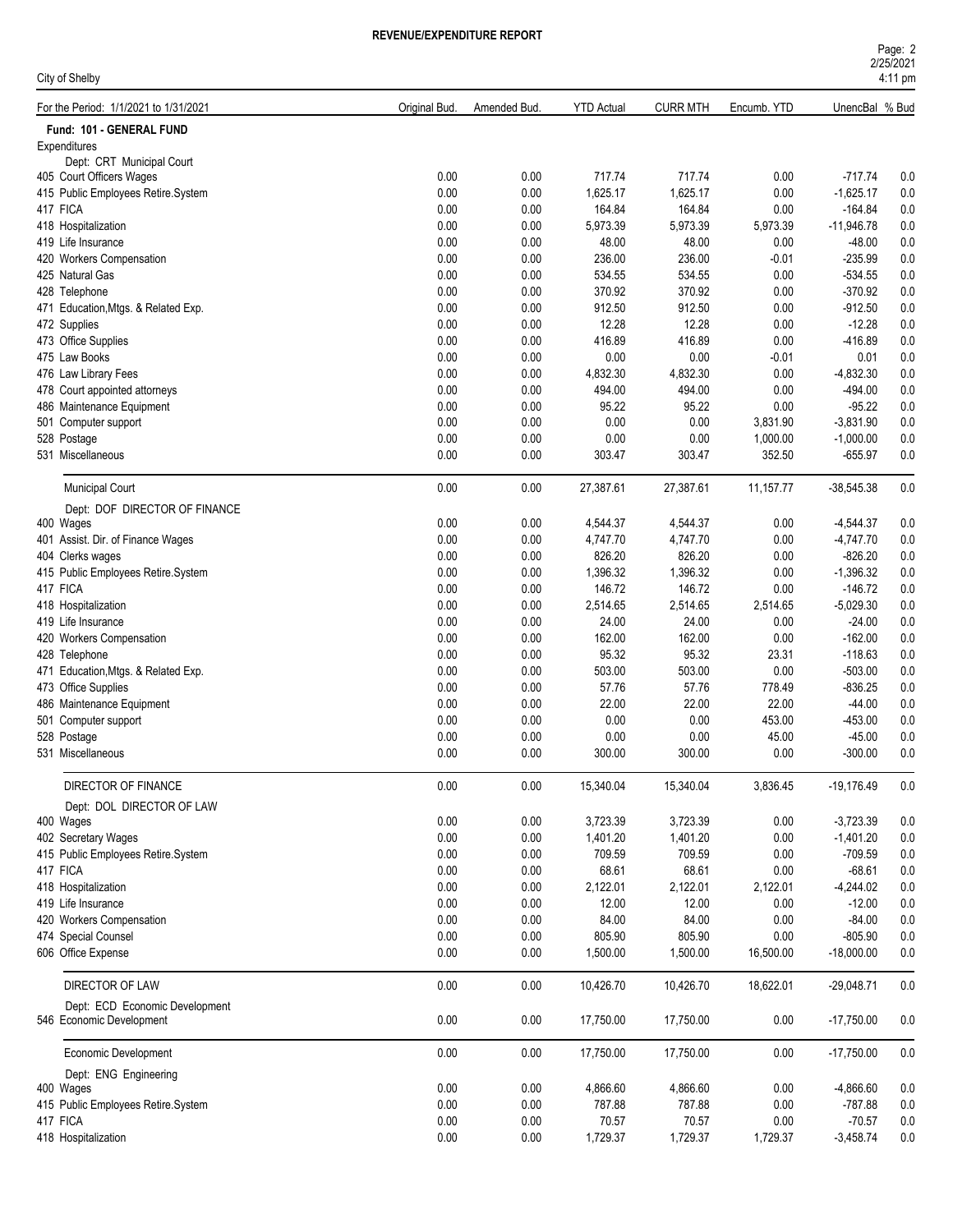# REVENUE/EXPENDITURE REPORT

City of Shelby

| For the Period: 1/1/2021 to 1/31/2021 | Original Bud. | Amended Bud. | YTD Actual | CURR MTH | Encumb. YTD | UnencBal | % Bud |
|---|---|---|---|---|---|---|---|
| **Fund: 101 - GENERAL FUND** | | | | | | | |
| Expenditures | | | | | | | |
| Dept: CRT Municipal Court | | | | | | | |
| 405 Court Officers Wages | 0.00 | 0.00 | 717.74 | 717.74 | 0.00 | -717.74 | 0.0 |
| 415 Public Employees Retire.System | 0.00 | 0.00 | 1,625.17 | 1,625.17 | 0.00 | -1,625.17 | 0.0 |
| 417 FICA | 0.00 | 0.00 | 164.84 | 164.84 | 0.00 | -164.84 | 0.0 |
| 418 Hospitalization | 0.00 | 0.00 | 5,973.39 | 5,973.39 | 5,973.39 | -11,946.78 | 0.0 |
| 419 Life Insurance | 0.00 | 0.00 | 48.00 | 48.00 | 0.00 | -48.00 | 0.0 |
| 420 Workers Compensation | 0.00 | 0.00 | 236.00 | 236.00 | -0.01 | -235.99 | 0.0 |
| 425 Natural Gas | 0.00 | 0.00 | 534.55 | 534.55 | 0.00 | -534.55 | 0.0 |
| 428 Telephone | 0.00 | 0.00 | 370.92 | 370.92 | 0.00 | -370.92 | 0.0 |
| 471 Education,Mtgs. & Related Exp. | 0.00 | 0.00 | 912.50 | 912.50 | 0.00 | -912.50 | 0.0 |
| 472 Supplies | 0.00 | 0.00 | 12.28 | 12.28 | 0.00 | -12.28 | 0.0 |
| 473 Office Supplies | 0.00 | 0.00 | 416.89 | 416.89 | 0.00 | -416.89 | 0.0 |
| 475 Law Books | 0.00 | 0.00 | 0.00 | 0.00 | -0.01 | 0.01 | 0.0 |
| 476 Law Library Fees | 0.00 | 0.00 | 4,832.30 | 4,832.30 | 0.00 | -4,832.30 | 0.0 |
| 478 Court appointed attorneys | 0.00 | 0.00 | 494.00 | 494.00 | 0.00 | -494.00 | 0.0 |
| 486 Maintenance Equipment | 0.00 | 0.00 | 95.22 | 95.22 | 0.00 | -95.22 | 0.0 |
| 501 Computer support | 0.00 | 0.00 | 0.00 | 0.00 | 3,831.90 | -3,831.90 | 0.0 |
| 528 Postage | 0.00 | 0.00 | 0.00 | 0.00 | 1,000.00 | -1,000.00 | 0.0 |
| 531 Miscellaneous | 0.00 | 0.00 | 303.47 | 303.47 | 352.50 | -655.97 | 0.0 |
| Municipal Court | 0.00 | 0.00 | 27,387.61 | 27,387.61 | 11,157.77 | -38,545.38 | 0.0 |
| Dept: DOF DIRECTOR OF FINANCE | | | | | | | |
| 400 Wages | 0.00 | 0.00 | 4,544.37 | 4,544.37 | 0.00 | -4,544.37 | 0.0 |
| 401 Assist. Dir. of Finance Wages | 0.00 | 0.00 | 4,747.70 | 4,747.70 | 0.00 | -4,747.70 | 0.0 |
| 404 Clerks wages | 0.00 | 0.00 | 826.20 | 826.20 | 0.00 | -826.20 | 0.0 |
| 415 Public Employees Retire.System | 0.00 | 0.00 | 1,396.32 | 1,396.32 | 0.00 | -1,396.32 | 0.0 |
| 417 FICA | 0.00 | 0.00 | 146.72 | 146.72 | 0.00 | -146.72 | 0.0 |
| 418 Hospitalization | 0.00 | 0.00 | 2,514.65 | 2,514.65 | 2,514.65 | -5,029.30 | 0.0 |
| 419 Life Insurance | 0.00 | 0.00 | 24.00 | 24.00 | 0.00 | -24.00 | 0.0 |
| 420 Workers Compensation | 0.00 | 0.00 | 162.00 | 162.00 | 0.00 | -162.00 | 0.0 |
| 428 Telephone | 0.00 | 0.00 | 95.32 | 95.32 | 23.31 | -118.63 | 0.0 |
| 471 Education,Mtgs. & Related Exp. | 0.00 | 0.00 | 503.00 | 503.00 | 0.00 | -503.00 | 0.0 |
| 473 Office Supplies | 0.00 | 0.00 | 57.76 | 57.76 | 778.49 | -836.25 | 0.0 |
| 486 Maintenance Equipment | 0.00 | 0.00 | 22.00 | 22.00 | 22.00 | -44.00 | 0.0 |
| 501 Computer support | 0.00 | 0.00 | 0.00 | 0.00 | 453.00 | -453.00 | 0.0 |
| 528 Postage | 0.00 | 0.00 | 0.00 | 0.00 | 45.00 | -45.00 | 0.0 |
| 531 Miscellaneous | 0.00 | 0.00 | 300.00 | 300.00 | 0.00 | -300.00 | 0.0 |
| DIRECTOR OF FINANCE | 0.00 | 0.00 | 15,340.04 | 15,340.04 | 3,836.45 | -19,176.49 | 0.0 |
| Dept: DOL DIRECTOR OF LAW | | | | | | | |
| 400 Wages | 0.00 | 0.00 | 3,723.39 | 3,723.39 | 0.00 | -3,723.39 | 0.0 |
| 402 Secretary Wages | 0.00 | 0.00 | 1,401.20 | 1,401.20 | 0.00 | -1,401.20 | 0.0 |
| 415 Public Employees Retire.System | 0.00 | 0.00 | 709.59 | 709.59 | 0.00 | -709.59 | 0.0 |
| 417 FICA | 0.00 | 0.00 | 68.61 | 68.61 | 0.00 | -68.61 | 0.0 |
| 418 Hospitalization | 0.00 | 0.00 | 2,122.01 | 2,122.01 | 2,122.01 | -4,244.02 | 0.0 |
| 419 Life Insurance | 0.00 | 0.00 | 12.00 | 12.00 | 0.00 | -12.00 | 0.0 |
| 420 Workers Compensation | 0.00 | 0.00 | 84.00 | 84.00 | 0.00 | -84.00 | 0.0 |
| 474 Special Counsel | 0.00 | 0.00 | 805.90 | 805.90 | 0.00 | -805.90 | 0.0 |
| 606 Office Expense | 0.00 | 0.00 | 1,500.00 | 1,500.00 | 16,500.00 | -18,000.00 | 0.0 |
| DIRECTOR OF LAW | 0.00 | 0.00 | 10,426.70 | 10,426.70 | 18,622.01 | -29,048.71 | 0.0 |
| Dept: ECD Economic Development | | | | | | | |
| 546 Economic Development | 0.00 | 0.00 | 17,750.00 | 17,750.00 | 0.00 | -17,750.00 | 0.0 |
| Economic Development | 0.00 | 0.00 | 17,750.00 | 17,750.00 | 0.00 | -17,750.00 | 0.0 |
| Dept: ENG Engineering | | | | | | | |
| 400 Wages | 0.00 | 0.00 | 4,866.60 | 4,866.60 | 0.00 | -4,866.60 | 0.0 |
| 415 Public Employees Retire.System | 0.00 | 0.00 | 787.88 | 787.88 | 0.00 | -787.88 | 0.0 |
| 417 FICA | 0.00 | 0.00 | 70.57 | 70.57 | 0.00 | -70.57 | 0.0 |
| 418 Hospitalization | 0.00 | 0.00 | 1,729.37 | 1,729.37 | 1,729.37 | -3,458.74 | 0.0 |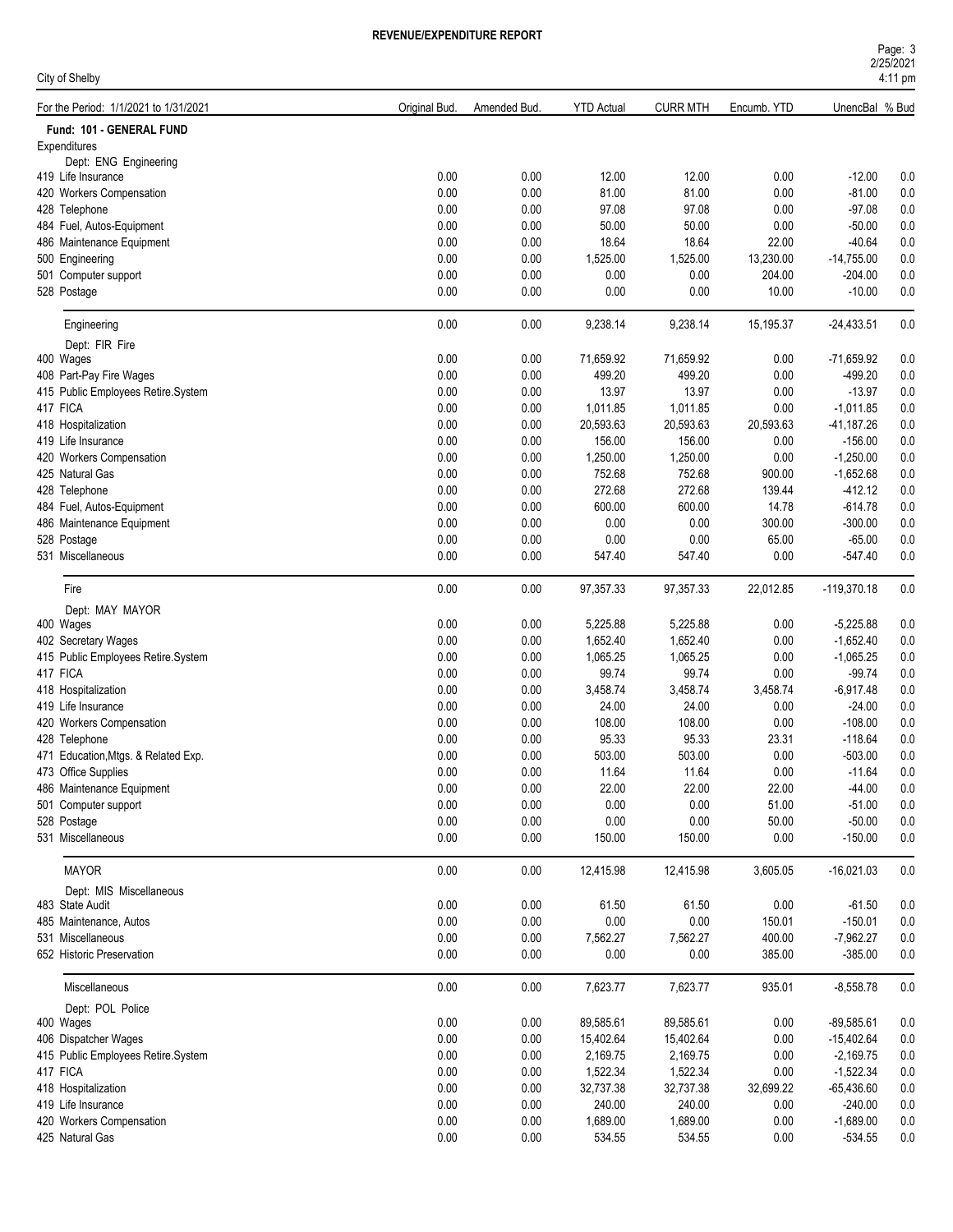# REVENUE/EXPENDITURE REPORT

City of Shelby

| For the Period: 1/1/2021 to 1/31/2021 | Original Bud. | Amended Bud. | YTD Actual | CURR MTH | Encumb. YTD | UnencBal | % Bud |
|---|---|---|---|---|---|---|---|
| **Fund: 101 - GENERAL FUND** | | | | | | | |
| Expenditures | | | | | | | |
| Dept: ENG Engineering | | | | | | | |
| 419 Life Insurance | 0.00 | 0.00 | 12.00 | 12.00 | 0.00 | -12.00 | 0.0 |
| 420 Workers Compensation | 0.00 | 0.00 | 81.00 | 81.00 | 0.00 | -81.00 | 0.0 |
| 428 Telephone | 0.00 | 0.00 | 97.08 | 97.08 | 0.00 | -97.08 | 0.0 |
| 484 Fuel, Autos-Equipment | 0.00 | 0.00 | 50.00 | 50.00 | 0.00 | -50.00 | 0.0 |
| 486 Maintenance Equipment | 0.00 | 0.00 | 18.64 | 18.64 | 22.00 | -40.64 | 0.0 |
| 500 Engineering | 0.00 | 0.00 | 1,525.00 | 1,525.00 | 13,230.00 | -14,755.00 | 0.0 |
| 501 Computer support | 0.00 | 0.00 | 0.00 | 0.00 | 204.00 | -204.00 | 0.0 |
| 528 Postage | 0.00 | 0.00 | 0.00 | 0.00 | 10.00 | -10.00 | 0.0 |
| Engineering | 0.00 | 0.00 | 9,238.14 | 9,238.14 | 15,195.37 | -24,433.51 | 0.0 |
| Dept: FIR Fire | | | | | | | |
| 400 Wages | 0.00 | 0.00 | 71,659.92 | 71,659.92 | 0.00 | -71,659.92 | 0.0 |
| 408 Part-Pay Fire Wages | 0.00 | 0.00 | 499.20 | 499.20 | 0.00 | -499.20 | 0.0 |
| 415 Public Employees Retire.System | 0.00 | 0.00 | 13.97 | 13.97 | 0.00 | -13.97 | 0.0 |
| 417 FICA | 0.00 | 0.00 | 1,011.85 | 1,011.85 | 0.00 | -1,011.85 | 0.0 |
| 418 Hospitalization | 0.00 | 0.00 | 20,593.63 | 20,593.63 | 20,593.63 | -41,187.26 | 0.0 |
| 419 Life Insurance | 0.00 | 0.00 | 156.00 | 156.00 | 0.00 | -156.00 | 0.0 |
| 420 Workers Compensation | 0.00 | 0.00 | 1,250.00 | 1,250.00 | 0.00 | -1,250.00 | 0.0 |
| 425 Natural Gas | 0.00 | 0.00 | 752.68 | 752.68 | 900.00 | -1,652.68 | 0.0 |
| 428 Telephone | 0.00 | 0.00 | 272.68 | 272.68 | 139.44 | -412.12 | 0.0 |
| 484 Fuel, Autos-Equipment | 0.00 | 0.00 | 600.00 | 600.00 | 14.78 | -614.78 | 0.0 |
| 486 Maintenance Equipment | 0.00 | 0.00 | 0.00 | 0.00 | 300.00 | -300.00 | 0.0 |
| 528 Postage | 0.00 | 0.00 | 0.00 | 0.00 | 65.00 | -65.00 | 0.0 |
| 531 Miscellaneous | 0.00 | 0.00 | 547.40 | 547.40 | 0.00 | -547.40 | 0.0 |
| Fire | 0.00 | 0.00 | 97,357.33 | 97,357.33 | 22,012.85 | -119,370.18 | 0.0 |
| Dept: MAY MAYOR | | | | | | | |
| 400 Wages | 0.00 | 0.00 | 5,225.88 | 5,225.88 | 0.00 | -5,225.88 | 0.0 |
| 402 Secretary Wages | 0.00 | 0.00 | 1,652.40 | 1,652.40 | 0.00 | -1,652.40 | 0.0 |
| 415 Public Employees Retire.System | 0.00 | 0.00 | 1,065.25 | 1,065.25 | 0.00 | -1,065.25 | 0.0 |
| 417 FICA | 0.00 | 0.00 | 99.74 | 99.74 | 0.00 | -99.74 | 0.0 |
| 418 Hospitalization | 0.00 | 0.00 | 3,458.74 | 3,458.74 | 3,458.74 | -6,917.48 | 0.0 |
| 419 Life Insurance | 0.00 | 0.00 | 24.00 | 24.00 | 0.00 | -24.00 | 0.0 |
| 420 Workers Compensation | 0.00 | 0.00 | 108.00 | 108.00 | 0.00 | -108.00 | 0.0 |
| 428 Telephone | 0.00 | 0.00 | 95.33 | 95.33 | 23.31 | -118.64 | 0.0 |
| 471 Education,Mtgs. & Related Exp. | 0.00 | 0.00 | 503.00 | 503.00 | 0.00 | -503.00 | 0.0 |
| 473 Office Supplies | 0.00 | 0.00 | 11.64 | 11.64 | 0.00 | -11.64 | 0.0 |
| 486 Maintenance Equipment | 0.00 | 0.00 | 22.00 | 22.00 | 22.00 | -44.00 | 0.0 |
| 501 Computer support | 0.00 | 0.00 | 0.00 | 0.00 | 51.00 | -51.00 | 0.0 |
| 528 Postage | 0.00 | 0.00 | 0.00 | 0.00 | 50.00 | -50.00 | 0.0 |
| 531 Miscellaneous | 0.00 | 0.00 | 150.00 | 150.00 | 0.00 | -150.00 | 0.0 |
| MAYOR | 0.00 | 0.00 | 12,415.98 | 12,415.98 | 3,605.05 | -16,021.03 | 0.0 |
| Dept: MIS Miscellaneous | | | | | | | |
| 483 State Audit | 0.00 | 0.00 | 61.50 | 61.50 | 0.00 | -61.50 | 0.0 |
| 485 Maintenance, Autos | 0.00 | 0.00 | 0.00 | 0.00 | 150.01 | -150.01 | 0.0 |
| 531 Miscellaneous | 0.00 | 0.00 | 7,562.27 | 7,562.27 | 400.00 | -7,962.27 | 0.0 |
| 652 Historic Preservation | 0.00 | 0.00 | 0.00 | 0.00 | 385.00 | -385.00 | 0.0 |
| Miscellaneous | 0.00 | 0.00 | 7,623.77 | 7,623.77 | 935.01 | -8,558.78 | 0.0 |
| Dept: POL Police | | | | | | | |
| 400 Wages | 0.00 | 0.00 | 89,585.61 | 89,585.61 | 0.00 | -89,585.61 | 0.0 |
| 406 Dispatcher Wages | 0.00 | 0.00 | 15,402.64 | 15,402.64 | 0.00 | -15,402.64 | 0.0 |
| 415 Public Employees Retire.System | 0.00 | 0.00 | 2,169.75 | 2,169.75 | 0.00 | -2,169.75 | 0.0 |
| 417 FICA | 0.00 | 0.00 | 1,522.34 | 1,522.34 | 0.00 | -1,522.34 | 0.0 |
| 418 Hospitalization | 0.00 | 0.00 | 32,737.38 | 32,737.38 | 32,699.22 | -65,436.60 | 0.0 |
| 419 Life Insurance | 0.00 | 0.00 | 240.00 | 240.00 | 0.00 | -240.00 | 0.0 |
| 420 Workers Compensation | 0.00 | 0.00 | 1,689.00 | 1,689.00 | 0.00 | -1,689.00 | 0.0 |
| 425 Natural Gas | 0.00 | 0.00 | 534.55 | 534.55 | 0.00 | -534.55 | 0.0 |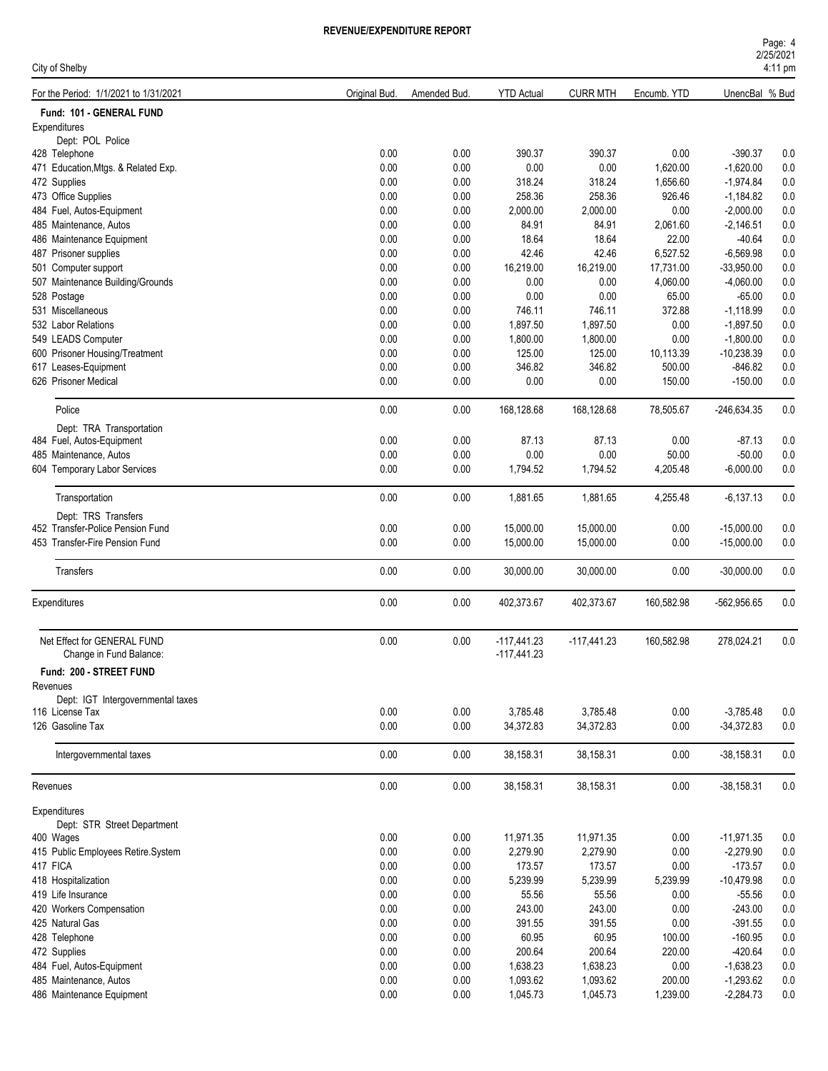# REVENUE/EXPENDITURE REPORT

City of Shelby

| For the Period: 1/1/2021 to 1/31/2021 | Original Bud. | Amended Bud. | YTD Actual | CURR MTH | Encumb. YTD | UnencBal | % Bud |
|---|---|---|---|---|---|---|---|
| **Fund: 101 - GENERAL FUND** | | | | | | | |
| Expenditures | | | | | | | |
| Dept: POL Police | | | | | | | |
| 428 Telephone | 0.00 | 0.00 | 390.37 | 390.37 | 0.00 | -390.37 | 0.0 |
| 471 Education,Mtgs. & Related Exp. | 0.00 | 0.00 | 0.00 | 0.00 | 1,620.00 | -1,620.00 | 0.0 |
| 472 Supplies | 0.00 | 0.00 | 318.24 | 318.24 | 1,656.60 | -1,974.84 | 0.0 |
| 473 Office Supplies | 0.00 | 0.00 | 258.36 | 258.36 | 926.46 | -1,184.82 | 0.0 |
| 484 Fuel, Autos-Equipment | 0.00 | 0.00 | 2,000.00 | 2,000.00 | 0.00 | -2,000.00 | 0.0 |
| 485 Maintenance, Autos | 0.00 | 0.00 | 84.91 | 84.91 | 2,061.60 | -2,146.51 | 0.0 |
| 486 Maintenance Equipment | 0.00 | 0.00 | 18.64 | 18.64 | 22.00 | -40.64 | 0.0 |
| 487 Prisoner supplies | 0.00 | 0.00 | 42.46 | 42.46 | 6,527.52 | -6,569.98 | 0.0 |
| 501 Computer support | 0.00 | 0.00 | 16,219.00 | 16,219.00 | 17,731.00 | -33,950.00 | 0.0 |
| 507 Maintenance Building/Grounds | 0.00 | 0.00 | 0.00 | 0.00 | 4,060.00 | -4,060.00 | 0.0 |
| 528 Postage | 0.00 | 0.00 | 0.00 | 0.00 | 65.00 | -65.00 | 0.0 |
| 531 Miscellaneous | 0.00 | 0.00 | 746.11 | 746.11 | 372.88 | -1,118.99 | 0.0 |
| 532 Labor Relations | 0.00 | 0.00 | 1,897.50 | 1,897.50 | 0.00 | -1,897.50 | 0.0 |
| 549 LEADS Computer | 0.00 | 0.00 | 1,800.00 | 1,800.00 | 0.00 | -1,800.00 | 0.0 |
| 600 Prisoner Housing/Treatment | 0.00 | 0.00 | 125.00 | 125.00 | 10,113.39 | -10,238.39 | 0.0 |
| 617 Leases-Equipment | 0.00 | 0.00 | 346.82 | 346.82 | 500.00 | -846.82 | 0.0 |
| 626 Prisoner Medical | 0.00 | 0.00 | 0.00 | 0.00 | 150.00 | -150.00 | 0.0 |
| Police | 0.00 | 0.00 | 168,128.68 | 168,128.68 | 78,505.67 | -246,634.35 | 0.0 |
| Dept: TRA Transportation | | | | | | | |
| 484 Fuel, Autos-Equipment | 0.00 | 0.00 | 87.13 | 87.13 | 0.00 | -87.13 | 0.0 |
| 485 Maintenance, Autos | 0.00 | 0.00 | 0.00 | 0.00 | 50.00 | -50.00 | 0.0 |
| 604 Temporary Labor Services | 0.00 | 0.00 | 1,794.52 | 1,794.52 | 4,205.48 | -6,000.00 | 0.0 |
| Transportation | 0.00 | 0.00 | 1,881.65 | 1,881.65 | 4,255.48 | -6,137.13 | 0.0 |
| Dept: TRS Transfers | | | | | | | |
| 452 Transfer-Police Pension Fund | 0.00 | 0.00 | 15,000.00 | 15,000.00 | 0.00 | -15,000.00 | 0.0 |
| 453 Transfer-Fire Pension Fund | 0.00 | 0.00 | 15,000.00 | 15,000.00 | 0.00 | -15,000.00 | 0.0 |
| Transfers | 0.00 | 0.00 | 30,000.00 | 30,000.00 | 0.00 | -30,000.00 | 0.0 |
| Expenditures | 0.00 | 0.00 | 402,373.67 | 402,373.67 | 160,582.98 | -562,956.65 | 0.0 |
| Net Effect for GENERAL FUND | 0.00 | 0.00 | -117,441.23 | -117,441.23 | 160,582.98 | 278,024.21 | 0.0 |
| Change in Fund Balance: | | | -117,441.23 | | | | |
| **Fund: 200 - STREET FUND** | | | | | | | |
| Revenues | | | | | | | |
| Dept: IGT Intergovernmental taxes | | | | | | | |
| 116 License Tax | 0.00 | 0.00 | 3,785.48 | 3,785.48 | 0.00 | -3,785.48 | 0.0 |
| 126 Gasoline Tax | 0.00 | 0.00 | 34,372.83 | 34,372.83 | 0.00 | -34,372.83 | 0.0 |
| Intergovernmental taxes | 0.00 | 0.00 | 38,158.31 | 38,158.31 | 0.00 | -38,158.31 | 0.0 |
| Revenues | 0.00 | 0.00 | 38,158.31 | 38,158.31 | 0.00 | -38,158.31 | 0.0 |
| Expenditures | | | | | | | |
| Dept: STR Street Department | | | | | | | |
| 400 Wages | 0.00 | 0.00 | 11,971.35 | 11,971.35 | 0.00 | -11,971.35 | 0.0 |
| 415 Public Employees Retire.System | 0.00 | 0.00 | 2,279.90 | 2,279.90 | 0.00 | -2,279.90 | 0.0 |
| 417 FICA | 0.00 | 0.00 | 173.57 | 173.57 | 0.00 | -173.57 | 0.0 |
| 418 Hospitalization | 0.00 | 0.00 | 5,239.99 | 5,239.99 | 5,239.99 | -10,479.98 | 0.0 |
| 419 Life Insurance | 0.00 | 0.00 | 55.56 | 55.56 | 0.00 | -55.56 | 0.0 |
| 420 Workers Compensation | 0.00 | 0.00 | 243.00 | 243.00 | 0.00 | -243.00 | 0.0 |
| 425 Natural Gas | 0.00 | 0.00 | 391.55 | 391.55 | 0.00 | -391.55 | 0.0 |
| 428 Telephone | 0.00 | 0.00 | 60.95 | 60.95 | 100.00 | -160.95 | 0.0 |
| 472 Supplies | 0.00 | 0.00 | 200.64 | 200.64 | 220.00 | -420.64 | 0.0 |
| 484 Fuel, Autos-Equipment | 0.00 | 0.00 | 1,638.23 | 1,638.23 | 0.00 | -1,638.23 | 0.0 |
| 485 Maintenance, Autos | 0.00 | 0.00 | 1,093.62 | 1,093.62 | 200.00 | -1,293.62 | 0.0 |
| 486 Maintenance Equipment | 0.00 | 0.00 | 1,045.73 | 1,045.73 | 1,239.00 | -2,284.73 | 0.0 |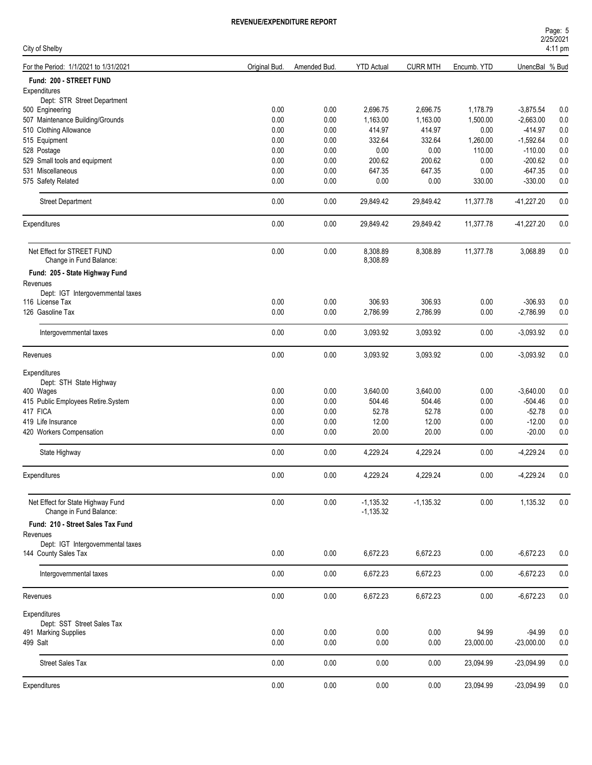**REVENUE/EXPENDITURE REPORT**

City of Shelby

2/25/2021 4:11 pm

| For the Period: 1/1/2021 to 1/31/2021 | Original Bud. | Amended Bud. | YTD Actual | CURR MTH | Encumb. YTD | UnencBal | % Bud |
|---|---|---|---|---|---|---|---|
| **Fund: 200 - STREET FUND** | | | | | | | |
| Expenditures | | | | | | | |
| Dept: STR Street Department | | | | | | | |
| 500 Engineering | 0.00 | 0.00 | 2,696.75 | 2,696.75 | 1,178.79 | -3,875.54 | 0.0 |
| 507 Maintenance Building/Grounds | 0.00 | 0.00 | 1,163.00 | 1,163.00 | 1,500.00 | -2,663.00 | 0.0 |
| 510 Clothing Allowance | 0.00 | 0.00 | 414.97 | 414.97 | 0.00 | -414.97 | 0.0 |
| 515 Equipment | 0.00 | 0.00 | 332.64 | 332.64 | 1,260.00 | -1,592.64 | 0.0 |
| 528 Postage | 0.00 | 0.00 | 0.00 | 0.00 | 110.00 | -110.00 | 0.0 |
| 529 Small tools and equipment | 0.00 | 0.00 | 200.62 | 200.62 | 0.00 | -200.62 | 0.0 |
| 531 Miscellaneous | 0.00 | 0.00 | 647.35 | 647.35 | 0.00 | -647.35 | 0.0 |
| 575 Safety Related | 0.00 | 0.00 | 0.00 | 0.00 | 330.00 | -330.00 | 0.0 |
| Street Department | 0.00 | 0.00 | 29,849.42 | 29,849.42 | 11,377.78 | -41,227.20 | 0.0 |
| Expenditures | 0.00 | 0.00 | 29,849.42 | 29,849.42 | 11,377.78 | -41,227.20 | 0.0 |
| Net Effect for STREET FUND | 0.00 | 0.00 | 8,308.89 | 8,308.89 | 11,377.78 | 3,068.89 | 0.0 |
| Change in Fund Balance: | | | 8,308.89 | | | | |
| **Fund: 205 - State Highway Fund** | | | | | | | |
| Revenues | | | | | | | |
| Dept: IGT Intergovernmental taxes | | | | | | | |
| 116 License Tax | 0.00 | 0.00 | 306.93 | 306.93 | 0.00 | -306.93 | 0.0 |
| 126 Gasoline Tax | 0.00 | 0.00 | 2,786.99 | 2,786.99 | 0.00 | -2,786.99 | 0.0 |
| Intergovernmental taxes | 0.00 | 0.00 | 3,093.92 | 3,093.92 | 0.00 | -3,093.92 | 0.0 |
| Revenues | 0.00 | 0.00 | 3,093.92 | 3,093.92 | 0.00 | -3,093.92 | 0.0 |
| Expenditures | | | | | | | |
| Dept: STH State Highway | | | | | | | |
| 400 Wages | 0.00 | 0.00 | 3,640.00 | 3,640.00 | 0.00 | -3,640.00 | 0.0 |
| 415 Public Employees Retire.System | 0.00 | 0.00 | 504.46 | 504.46 | 0.00 | -504.46 | 0.0 |
| 417 FICA | 0.00 | 0.00 | 52.78 | 52.78 | 0.00 | -52.78 | 0.0 |
| 419 Life Insurance | 0.00 | 0.00 | 12.00 | 12.00 | 0.00 | -12.00 | 0.0 |
| 420 Workers Compensation | 0.00 | 0.00 | 20.00 | 20.00 | 0.00 | -20.00 | 0.0 |
| State Highway | 0.00 | 0.00 | 4,229.24 | 4,229.24 | 0.00 | -4,229.24 | 0.0 |
| Expenditures | 0.00 | 0.00 | 4,229.24 | 4,229.24 | 0.00 | -4,229.24 | 0.0 |
| Net Effect for State Highway Fund | 0.00 | 0.00 | -1,135.32 | -1,135.32 | 0.00 | 1,135.32 | 0.0 |
| Change in Fund Balance: | | | -1,135.32 | | | | |
| **Fund: 210 - Street Sales Tax Fund** | | | | | | | |
| Revenues | | | | | | | |
| Dept: IGT Intergovernmental taxes | | | | | | | |
| 144 County Sales Tax | 0.00 | 0.00 | 6,672.23 | 6,672.23 | 0.00 | -6,672.23 | 0.0 |
| Intergovernmental taxes | 0.00 | 0.00 | 6,672.23 | 6,672.23 | 0.00 | -6,672.23 | 0.0 |
| Revenues | 0.00 | 0.00 | 6,672.23 | 6,672.23 | 0.00 | -6,672.23 | 0.0 |
| Expenditures | | | | | | | |
| Dept: SST Street Sales Tax | | | | | | | |
| 491 Marking Supplies | 0.00 | 0.00 | 0.00 | 0.00 | 94.99 | -94.99 | 0.0 |
| 499 Salt | 0.00 | 0.00 | 0.00 | 0.00 | 23,000.00 | -23,000.00 | 0.0 |
| Street Sales Tax | 0.00 | 0.00 | 0.00 | 0.00 | 23,094.99 | -23,094.99 | 0.0 |
| Expenditures | 0.00 | 0.00 | 0.00 | 0.00 | 23,094.99 | -23,094.99 | 0.0 |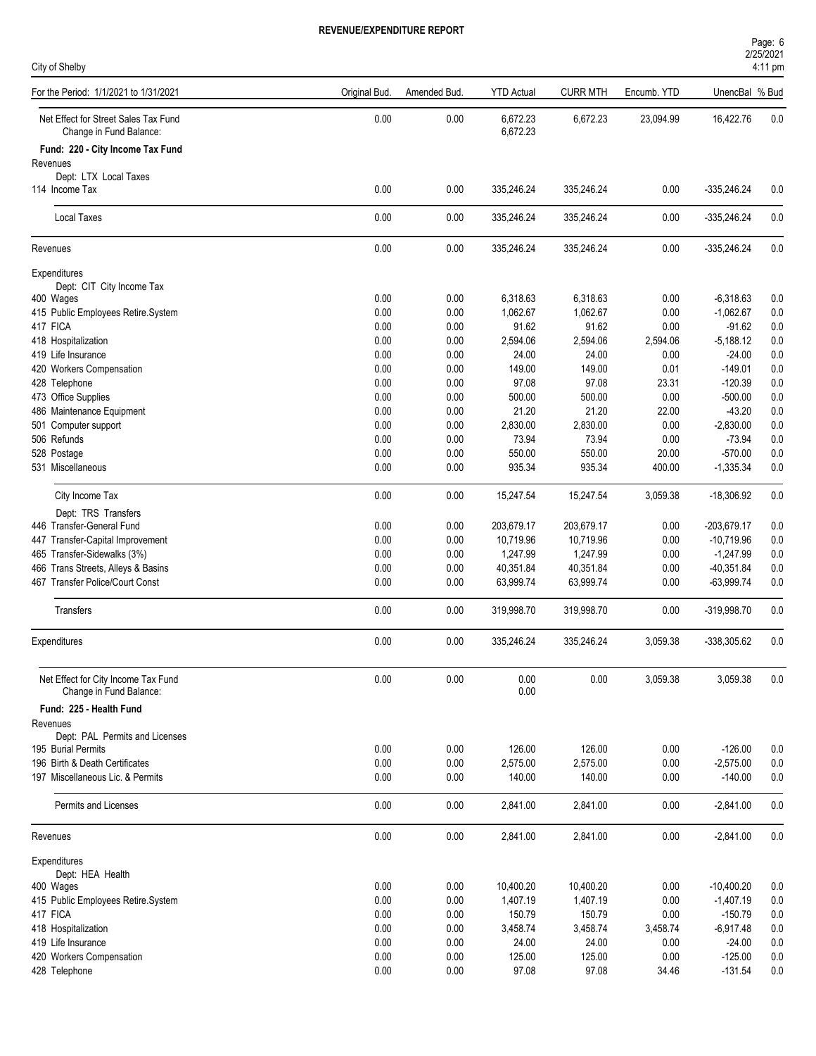**REVENUE/EXPENDITURE REPORT**

City of Shelby

| For the Period: 1/1/2021 to 1/31/2021 | Original Bud. | Amended Bud. | YTD Actual | CURR MTH | Encumb. YTD | UnencBal | % Bud |
|---|---|---|---|---|---|---|---|
| Net Effect for Street Sales Tax Fund | 0.00 | 0.00 | 6,672.23 | 6,672.23 | 23,094.99 | 16,422.76 | 0.0 |
| Change in Fund Balance: | | | 6,672.23 | | | | |
| **Fund: 220 - City Income Tax Fund** | | | | | | | |
| Revenues | | | | | | | |
| Dept: LTX Local Taxes | | | | | | | |
| 114 Income Tax | 0.00 | 0.00 | 335,246.24 | 335,246.24 | 0.00 | -335,246.24 | 0.0 |
| Local Taxes | 0.00 | 0.00 | 335,246.24 | 335,246.24 | 0.00 | -335,246.24 | 0.0 |
| Revenues | 0.00 | 0.00 | 335,246.24 | 335,246.24 | 0.00 | -335,246.24 | 0.0 |
| Expenditures | | | | | | | |
| Dept: CIT City Income Tax | | | | | | | |
| 400 Wages | 0.00 | 0.00 | 6,318.63 | 6,318.63 | 0.00 | -6,318.63 | 0.0 |
| 415 Public Employees Retire.System | 0.00 | 0.00 | 1,062.67 | 1,062.67 | 0.00 | -1,062.67 | 0.0 |
| 417 FICA | 0.00 | 0.00 | 91.62 | 91.62 | 0.00 | -91.62 | 0.0 |
| 418 Hospitalization | 0.00 | 0.00 | 2,594.06 | 2,594.06 | 2,594.06 | -5,188.12 | 0.0 |
| 419 Life Insurance | 0.00 | 0.00 | 24.00 | 24.00 | 0.00 | -24.00 | 0.0 |
| 420 Workers Compensation | 0.00 | 0.00 | 149.00 | 149.00 | 0.01 | -149.01 | 0.0 |
| 428 Telephone | 0.00 | 0.00 | 97.08 | 97.08 | 23.31 | -120.39 | 0.0 |
| 473 Office Supplies | 0.00 | 0.00 | 500.00 | 500.00 | 0.00 | -500.00 | 0.0 |
| 486 Maintenance Equipment | 0.00 | 0.00 | 21.20 | 21.20 | 22.00 | -43.20 | 0.0 |
| 501 Computer support | 0.00 | 0.00 | 2,830.00 | 2,830.00 | 0.00 | -2,830.00 | 0.0 |
| 506 Refunds | 0.00 | 0.00 | 73.94 | 73.94 | 0.00 | -73.94 | 0.0 |
| 528 Postage | 0.00 | 0.00 | 550.00 | 550.00 | 20.00 | -570.00 | 0.0 |
| 531 Miscellaneous | 0.00 | 0.00 | 935.34 | 935.34 | 400.00 | -1,335.34 | 0.0 |
| City Income Tax | 0.00 | 0.00 | 15,247.54 | 15,247.54 | 3,059.38 | -18,306.92 | 0.0 |
| Dept: TRS Transfers | | | | | | | |
| 446 Transfer-General Fund | 0.00 | 0.00 | 203,679.17 | 203,679.17 | 0.00 | -203,679.17 | 0.0 |
| 447 Transfer-Capital Improvement | 0.00 | 0.00 | 10,719.96 | 10,719.96 | 0.00 | -10,719.96 | 0.0 |
| 465 Transfer-Sidewalks (3%) | 0.00 | 0.00 | 1,247.99 | 1,247.99 | 0.00 | -1,247.99 | 0.0 |
| 466 Trans Streets, Alleys & Basins | 0.00 | 0.00 | 40,351.84 | 40,351.84 | 0.00 | -40,351.84 | 0.0 |
| 467 Transfer Police/Court Const | 0.00 | 0.00 | 63,999.74 | 63,999.74 | 0.00 | -63,999.74 | 0.0 |
| Transfers | 0.00 | 0.00 | 319,998.70 | 319,998.70 | 0.00 | -319,998.70 | 0.0 |
| Expenditures | 0.00 | 0.00 | 335,246.24 | 335,246.24 | 3,059.38 | -338,305.62 | 0.0 |
| Net Effect for City Income Tax Fund | 0.00 | 0.00 | 0.00 | 0.00 | 3,059.38 | 3,059.38 | 0.0 |
| Change in Fund Balance: | | | 0.00 | | | | |
| **Fund: 225 - Health Fund** | | | | | | | |
| Revenues | | | | | | | |
| Dept: PAL Permits and Licenses | | | | | | | |
| 195 Burial Permits | 0.00 | 0.00 | 126.00 | 126.00 | 0.00 | -126.00 | 0.0 |
| 196 Birth & Death Certificates | 0.00 | 0.00 | 2,575.00 | 2,575.00 | 0.00 | -2,575.00 | 0.0 |
| 197 Miscellaneous Lic. & Permits | 0.00 | 0.00 | 140.00 | 140.00 | 0.00 | -140.00 | 0.0 |
| Permits and Licenses | 0.00 | 0.00 | 2,841.00 | 2,841.00 | 0.00 | -2,841.00 | 0.0 |
| Revenues | 0.00 | 0.00 | 2,841.00 | 2,841.00 | 0.00 | -2,841.00 | 0.0 |
| Expenditures | | | | | | | |
| Dept: HEA Health | | | | | | | |
| 400 Wages | 0.00 | 0.00 | 10,400.20 | 10,400.20 | 0.00 | -10,400.20 | 0.0 |
| 415 Public Employees Retire.System | 0.00 | 0.00 | 1,407.19 | 1,407.19 | 0.00 | -1,407.19 | 0.0 |
| 417 FICA | 0.00 | 0.00 | 150.79 | 150.79 | 0.00 | -150.79 | 0.0 |
| 418 Hospitalization | 0.00 | 0.00 | 3,458.74 | 3,458.74 | 3,458.74 | -6,917.48 | 0.0 |
| 419 Life Insurance | 0.00 | 0.00 | 24.00 | 24.00 | 0.00 | -24.00 | 0.0 |
| 420 Workers Compensation | 0.00 | 0.00 | 125.00 | 125.00 | 0.00 | -125.00 | 0.0 |
| 428 Telephone | 0.00 | 0.00 | 97.08 | 97.08 | 34.46 | -131.54 | 0.0 |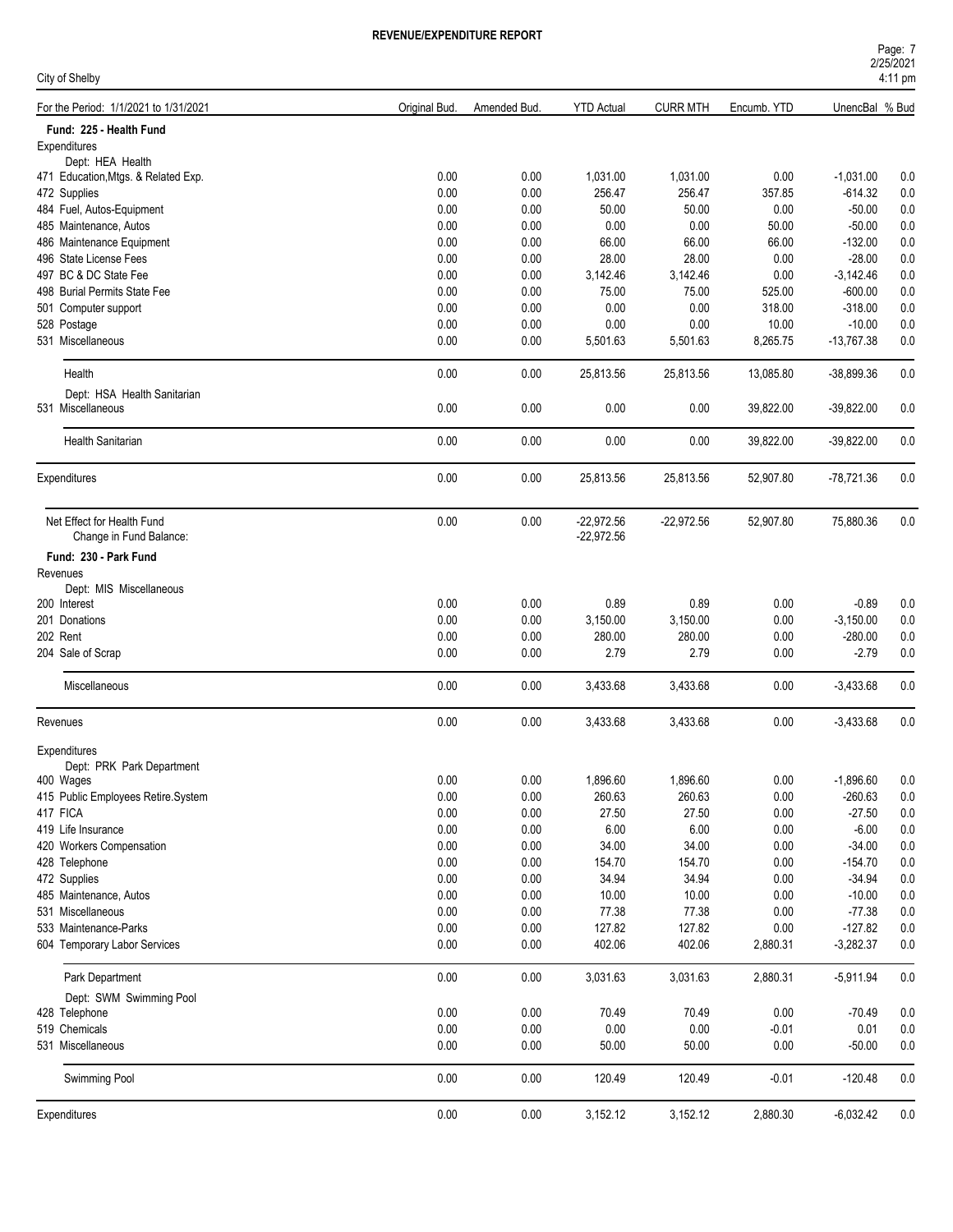## REVENUE/EXPENDITURE REPORT

City of Shelby

| For the Period: 1/1/2021 to 1/31/2021 | Original Bud. | Amended Bud. | YTD Actual | CURR MTH | Encumb. YTD | UnencBal | % Bud |
|---|---|---|---|---|---|---|---|
| **Fund: 225 - Health Fund** | | | | | | | |
| Expenditures | | | | | | | |
| Dept: HEA Health | | | | | | | |
| 471 Education,Mtgs. & Related Exp. | 0.00 | 0.00 | 1,031.00 | 1,031.00 | 0.00 | -1,031.00 | 0.0 |
| 472 Supplies | 0.00 | 0.00 | 256.47 | 256.47 | 357.85 | -614.32 | 0.0 |
| 484 Fuel, Autos-Equipment | 0.00 | 0.00 | 50.00 | 50.00 | 0.00 | -50.00 | 0.0 |
| 485 Maintenance, Autos | 0.00 | 0.00 | 0.00 | 0.00 | 50.00 | -50.00 | 0.0 |
| 486 Maintenance Equipment | 0.00 | 0.00 | 66.00 | 66.00 | 66.00 | -132.00 | 0.0 |
| 496 State License Fees | 0.00 | 0.00 | 28.00 | 28.00 | 0.00 | -28.00 | 0.0 |
| 497 BC & DC State Fee | 0.00 | 0.00 | 3,142.46 | 3,142.46 | 0.00 | -3,142.46 | 0.0 |
| 498 Burial Permits State Fee | 0.00 | 0.00 | 75.00 | 75.00 | 525.00 | -600.00 | 0.0 |
| 501 Computer support | 0.00 | 0.00 | 0.00 | 0.00 | 318.00 | -318.00 | 0.0 |
| 528 Postage | 0.00 | 0.00 | 0.00 | 0.00 | 10.00 | -10.00 | 0.0 |
| 531 Miscellaneous | 0.00 | 0.00 | 5,501.63 | 5,501.63 | 8,265.75 | -13,767.38 | 0.0 |
| Health | 0.00 | 0.00 | 25,813.56 | 25,813.56 | 13,085.80 | -38,899.36 | 0.0 |
| Dept: HSA Health Sanitarian | | | | | | | |
| 531 Miscellaneous | 0.00 | 0.00 | 0.00 | 0.00 | 39,822.00 | -39,822.00 | 0.0 |
| Health Sanitarian | 0.00 | 0.00 | 0.00 | 0.00 | 39,822.00 | -39,822.00 | 0.0 |
| Expenditures | 0.00 | 0.00 | 25,813.56 | 25,813.56 | 52,907.80 | -78,721.36 | 0.0 |
| Net Effect for Health Fund | 0.00 | 0.00 | -22,972.56 | -22,972.56 | 52,907.80 | 75,880.36 | 0.0 |
| Change in Fund Balance: | | | -22,972.56 | | | | |
| **Fund: 230 - Park Fund** | | | | | | | |
| Revenues | | | | | | | |
| Dept: MIS Miscellaneous | | | | | | | |
| 200 Interest | 0.00 | 0.00 | 0.89 | 0.89 | 0.00 | -0.89 | 0.0 |
| 201 Donations | 0.00 | 0.00 | 3,150.00 | 3,150.00 | 0.00 | -3,150.00 | 0.0 |
| 202 Rent | 0.00 | 0.00 | 280.00 | 280.00 | 0.00 | -280.00 | 0.0 |
| 204 Sale of Scrap | 0.00 | 0.00 | 2.79 | 2.79 | 0.00 | -2.79 | 0.0 |
| Miscellaneous | 0.00 | 0.00 | 3,433.68 | 3,433.68 | 0.00 | -3,433.68 | 0.0 |
| Revenues | 0.00 | 0.00 | 3,433.68 | 3,433.68 | 0.00 | -3,433.68 | 0.0 |
| Expenditures | | | | | | | |
| Dept: PRK Park Department | | | | | | | |
| 400 Wages | 0.00 | 0.00 | 1,896.60 | 1,896.60 | 0.00 | -1,896.60 | 0.0 |
| 415 Public Employees Retire.System | 0.00 | 0.00 | 260.63 | 260.63 | 0.00 | -260.63 | 0.0 |
| 417 FICA | 0.00 | 0.00 | 27.50 | 27.50 | 0.00 | -27.50 | 0.0 |
| 419 Life Insurance | 0.00 | 0.00 | 6.00 | 6.00 | 0.00 | -6.00 | 0.0 |
| 420 Workers Compensation | 0.00 | 0.00 | 34.00 | 34.00 | 0.00 | -34.00 | 0.0 |
| 428 Telephone | 0.00 | 0.00 | 154.70 | 154.70 | 0.00 | -154.70 | 0.0 |
| 472 Supplies | 0.00 | 0.00 | 34.94 | 34.94 | 0.00 | -34.94 | 0.0 |
| 485 Maintenance, Autos | 0.00 | 0.00 | 10.00 | 10.00 | 0.00 | -10.00 | 0.0 |
| 531 Miscellaneous | 0.00 | 0.00 | 77.38 | 77.38 | 0.00 | -77.38 | 0.0 |
| 533 Maintenance-Parks | 0.00 | 0.00 | 127.82 | 127.82 | 0.00 | -127.82 | 0.0 |
| 604 Temporary Labor Services | 0.00 | 0.00 | 402.06 | 402.06 | 2,880.31 | -3,282.37 | 0.0 |
| Park Department | 0.00 | 0.00 | 3,031.63 | 3,031.63 | 2,880.31 | -5,911.94 | 0.0 |
| Dept: SWM Swimming Pool | | | | | | | |
| 428 Telephone | 0.00 | 0.00 | 70.49 | 70.49 | 0.00 | -70.49 | 0.0 |
| 519 Chemicals | 0.00 | 0.00 | 0.00 | 0.00 | -0.01 | 0.01 | 0.0 |
| 531 Miscellaneous | 0.00 | 0.00 | 50.00 | 50.00 | 0.00 | -50.00 | 0.0 |
| Swimming Pool | 0.00 | 0.00 | 120.49 | 120.49 | -0.01 | -120.48 | 0.0 |
| Expenditures | 0.00 | 0.00 | 3,152.12 | 3,152.12 | 2,880.30 | -6,032.42 | 0.0 |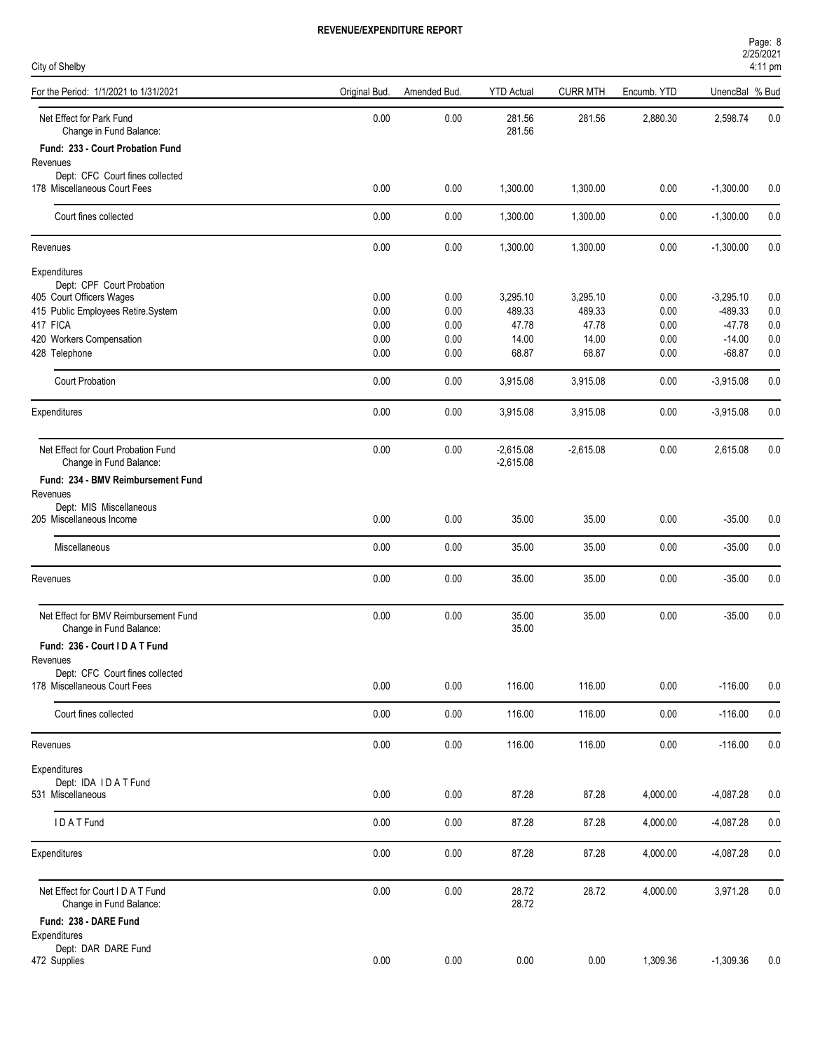# REVENUE/EXPENDITURE REPORT

City of Shelby

| For the Period: 1/1/2021 to 1/31/2021 | Original Bud. | Amended Bud. | YTD Actual | CURR MTH | Encumb. YTD | UnencBal | % Bud |
|---|---|---|---|---|---|---|---|
| Net Effect for Park Fund | 0.00 | 0.00 | 281.56 | 281.56 | 2,880.30 | 2,598.74 | 0.0 |
| Change in Fund Balance: | | | 281.56 | | | | |
| **Fund: 233 - Court Probation Fund** | | | | | | | |
| Revenues | | | | | | | |
| Dept: CFC Court fines collected | | | | | | | |
| 178 Miscellaneous Court Fees | 0.00 | 0.00 | 1,300.00 | 1,300.00 | 0.00 | -1,300.00 | 0.0 |
| Court fines collected | 0.00 | 0.00 | 1,300.00 | 1,300.00 | 0.00 | -1,300.00 | 0.0 |
| Revenues | 0.00 | 0.00 | 1,300.00 | 1,300.00 | 0.00 | -1,300.00 | 0.0 |
| Expenditures | | | | | | | |
| Dept: CPF Court Probation | | | | | | | |
| 405 Court Officers Wages | 0.00 | 0.00 | 3,295.10 | 3,295.10 | 0.00 | -3,295.10 | 0.0 |
| 415 Public Employees Retire.System | 0.00 | 0.00 | 489.33 | 489.33 | 0.00 | -489.33 | 0.0 |
| 417 FICA | 0.00 | 0.00 | 47.78 | 47.78 | 0.00 | -47.78 | 0.0 |
| 420 Workers Compensation | 0.00 | 0.00 | 14.00 | 14.00 | 0.00 | -14.00 | 0.0 |
| 428 Telephone | 0.00 | 0.00 | 68.87 | 68.87 | 0.00 | -68.87 | 0.0 |
| Court Probation | 0.00 | 0.00 | 3,915.08 | 3,915.08 | 0.00 | -3,915.08 | 0.0 |
| Expenditures | 0.00 | 0.00 | 3,915.08 | 3,915.08 | 0.00 | -3,915.08 | 0.0 |
| Net Effect for Court Probation Fund | 0.00 | 0.00 | -2,615.08 | -2,615.08 | 0.00 | 2,615.08 | 0.0 |
| Change in Fund Balance: | | | -2,615.08 | | | | |
| **Fund: 234 - BMV Reimbursement Fund** | | | | | | | |
| Revenues | | | | | | | |
| Dept: MIS Miscellaneous | | | | | | | |
| 205 Miscellaneous Income | 0.00 | 0.00 | 35.00 | 35.00 | 0.00 | -35.00 | 0.0 |
| Miscellaneous | 0.00 | 0.00 | 35.00 | 35.00 | 0.00 | -35.00 | 0.0 |
| Revenues | 0.00 | 0.00 | 35.00 | 35.00 | 0.00 | -35.00 | 0.0 |
| Net Effect for BMV Reimbursement Fund | 0.00 | 0.00 | 35.00 | 35.00 | 0.00 | -35.00 | 0.0 |
| Change in Fund Balance: | | | 35.00 | | | | |
| **Fund: 236 - Court I D A T Fund** | | | | | | | |
| Revenues | | | | | | | |
| Dept: CFC Court fines collected | | | | | | | |
| 178 Miscellaneous Court Fees | 0.00 | 0.00 | 116.00 | 116.00 | 0.00 | -116.00 | 0.0 |
| Court fines collected | 0.00 | 0.00 | 116.00 | 116.00 | 0.00 | -116.00 | 0.0 |
| Revenues | 0.00 | 0.00 | 116.00 | 116.00 | 0.00 | -116.00 | 0.0 |
| Expenditures | | | | | | | |
| Dept: IDA I D A T Fund | | | | | | | |
| 531 Miscellaneous | 0.00 | 0.00 | 87.28 | 87.28 | 4,000.00 | -4,087.28 | 0.0 |
| I D A T Fund | 0.00 | 0.00 | 87.28 | 87.28 | 4,000.00 | -4,087.28 | 0.0 |
| Expenditures | 0.00 | 0.00 | 87.28 | 87.28 | 4,000.00 | -4,087.28 | 0.0 |
| Net Effect for Court I D A T Fund | 0.00 | 0.00 | 28.72 | 28.72 | 4,000.00 | 3,971.28 | 0.0 |
| Change in Fund Balance: | | | 28.72 | | | | |
| **Fund: 238 - DARE Fund** | | | | | | | |
| Expenditures | | | | | | | |
| Dept: DAR DARE Fund | | | | | | | |
| 472 Supplies | 0.00 | 0.00 | 0.00 | 0.00 | 1,309.36 | -1,309.36 | 0.0 |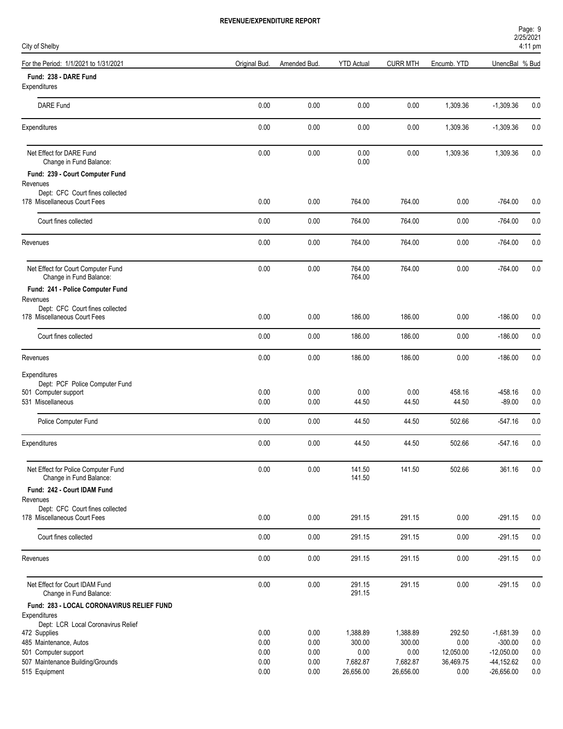**REVENUE/EXPENDITURE REPORT**

City of Shelby

| For the Period: 1/1/2021 to 1/31/2021 | Original Bud. | Amended Bud. | YTD Actual | CURR MTH | Encumb. YTD | UnencBal | % Bud |
|---|---|---|---|---|---|---|---|
| **Fund: 238 - DARE Fund** | | | | | | | |
| Expenditures | | | | | | | |
| DARE Fund | 0.00 | 0.00 | 0.00 | 0.00 | 1,309.36 | -1,309.36 | 0.0 |
| Expenditures | 0.00 | 0.00 | 0.00 | 0.00 | 1,309.36 | -1,309.36 | 0.0 |
| Net Effect for DARE Fund | 0.00 | 0.00 | 0.00 | 0.00 | 1,309.36 | 1,309.36 | 0.0 |
| Change in Fund Balance: | | | 0.00 | | | | |
| **Fund: 239 - Court Computer Fund** | | | | | | | |
| Revenues | | | | | | | |
| Dept: CFC Court fines collected | | | | | | | |
| 178 Miscellaneous Court Fees | 0.00 | 0.00 | 764.00 | 764.00 | 0.00 | -764.00 | 0.0 |
| Court fines collected | 0.00 | 0.00 | 764.00 | 764.00 | 0.00 | -764.00 | 0.0 |
| Revenues | 0.00 | 0.00 | 764.00 | 764.00 | 0.00 | -764.00 | 0.0 |
| Net Effect for Court Computer Fund | 0.00 | 0.00 | 764.00 | 764.00 | 0.00 | -764.00 | 0.0 |
| Change in Fund Balance: | | | 764.00 | | | | |
| **Fund: 241 - Police Computer Fund** | | | | | | | |
| Revenues | | | | | | | |
| Dept: CFC Court fines collected | | | | | | | |
| 178 Miscellaneous Court Fees | 0.00 | 0.00 | 186.00 | 186.00 | 0.00 | -186.00 | 0.0 |
| Court fines collected | 0.00 | 0.00 | 186.00 | 186.00 | 0.00 | -186.00 | 0.0 |
| Revenues | 0.00 | 0.00 | 186.00 | 186.00 | 0.00 | -186.00 | 0.0 |
| Expenditures | | | | | | | |
| Dept: PCF Police Computer Fund | | | | | | | |
| 501 Computer support | 0.00 | 0.00 | 0.00 | 0.00 | 458.16 | -458.16 | 0.0 |
| 531 Miscellaneous | 0.00 | 0.00 | 44.50 | 44.50 | 44.50 | -89.00 | 0.0 |
| Police Computer Fund | 0.00 | 0.00 | 44.50 | 44.50 | 502.66 | -547.16 | 0.0 |
| Expenditures | 0.00 | 0.00 | 44.50 | 44.50 | 502.66 | -547.16 | 0.0 |
| Net Effect for Police Computer Fund | 0.00 | 0.00 | 141.50 | 141.50 | 502.66 | 361.16 | 0.0 |
| Change in Fund Balance: | | | 141.50 | | | | |
| **Fund: 242 - Court IDAM Fund** | | | | | | | |
| Revenues | | | | | | | |
| Dept: CFC Court fines collected | | | | | | | |
| 178 Miscellaneous Court Fees | 0.00 | 0.00 | 291.15 | 291.15 | 0.00 | -291.15 | 0.0 |
| Court fines collected | 0.00 | 0.00 | 291.15 | 291.15 | 0.00 | -291.15 | 0.0 |
| Revenues | 0.00 | 0.00 | 291.15 | 291.15 | 0.00 | -291.15 | 0.0 |
| Net Effect for Court IDAM Fund | 0.00 | 0.00 | 291.15 | 291.15 | 0.00 | -291.15 | 0.0 |
| Change in Fund Balance: | | | 291.15 | | | | |
| **Fund: 283 - LOCAL CORONAVIRUS RELIEF FUND** | | | | | | | |
| Expenditures | | | | | | | |
| Dept: LCR Local Coronavirus Relief | | | | | | | |
| 472 Supplies | 0.00 | 0.00 | 1,388.89 | 1,388.89 | 292.50 | -1,681.39 | 0.0 |
| 485 Maintenance, Autos | 0.00 | 0.00 | 300.00 | 300.00 | 0.00 | -300.00 | 0.0 |
| 501 Computer support | 0.00 | 0.00 | 0.00 | 0.00 | 12,050.00 | -12,050.00 | 0.0 |
| 507 Maintenance Building/Grounds | 0.00 | 0.00 | 7,682.87 | 7,682.87 | 36,469.75 | -44,152.62 | 0.0 |
| 515 Equipment | 0.00 | 0.00 | 26,656.00 | 26,656.00 | 0.00 | -26,656.00 | 0.0 |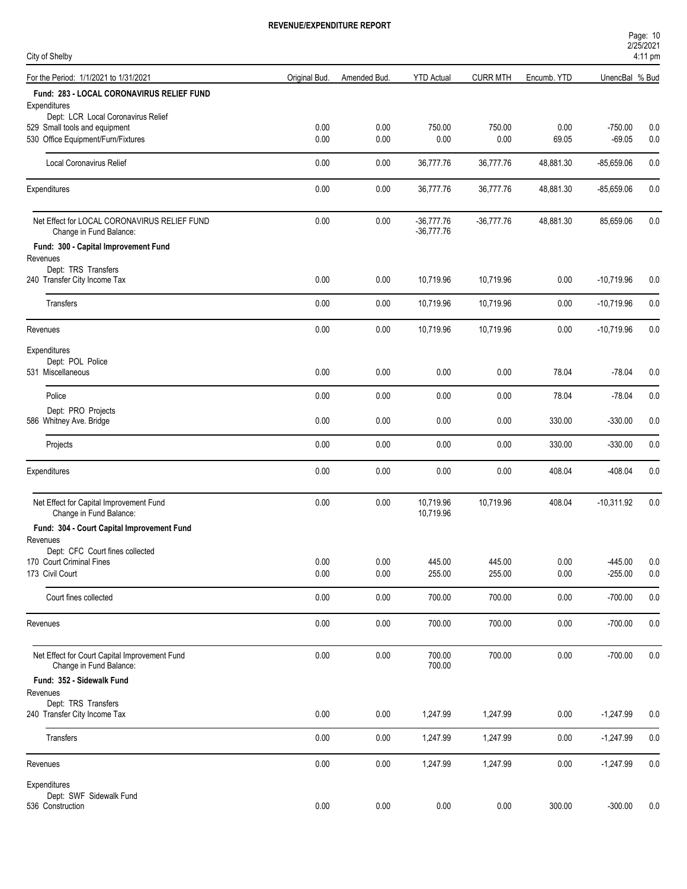**REVENUE/EXPENDITURE REPORT**

City of Shelby

For the Period: 1/1/2021 to 1/31/2021

| | Original Bud. | Amended Bud. | YTD Actual | CURR MTH | Encumb. YTD | UnencBal | % Bud |
|---|---|---|---|---|---|---|---|
| **Fund: 283 - LOCAL CORONAVIRUS RELIEF FUND** | | | | | | | |
| Expenditures | | | | | | | |
| Dept: LCR Local Coronavirus Relief | | | | | | | |
| 529 Small tools and equipment | 0.00 | 0.00 | 750.00 | 750.00 | 0.00 | -750.00 | 0.0 |
| 530 Office Equipment/Furn/Fixtures | 0.00 | 0.00 | 0.00 | 0.00 | 69.05 | -69.05 | 0.0 |
| Local Coronavirus Relief | 0.00 | 0.00 | 36,777.76 | 36,777.76 | 48,881.30 | -85,659.06 | 0.0 |
| Expenditures | 0.00 | 0.00 | 36,777.76 | 36,777.76 | 48,881.30 | -85,659.06 | 0.0 |
| Net Effect for LOCAL CORONAVIRUS RELIEF FUND | 0.00 | 0.00 | -36,777.76 | -36,777.76 | 48,881.30 | 85,659.06 | 0.0 |
| Change in Fund Balance: | | | -36,777.76 | | | | |
| **Fund: 300 - Capital Improvement Fund** | | | | | | | |
| Revenues | | | | | | | |
| Dept: TRS Transfers | | | | | | | |
| 240 Transfer City Income Tax | 0.00 | 0.00 | 10,719.96 | 10,719.96 | 0.00 | -10,719.96 | 0.0 |
| Transfers | 0.00 | 0.00 | 10,719.96 | 10,719.96 | 0.00 | -10,719.96 | 0.0 |
| Revenues | 0.00 | 0.00 | 10,719.96 | 10,719.96 | 0.00 | -10,719.96 | 0.0 |
| Expenditures | | | | | | | |
| Dept: POL Police | | | | | | | |
| 531 Miscellaneous | 0.00 | 0.00 | 0.00 | 0.00 | 78.04 | -78.04 | 0.0 |
| Police | 0.00 | 0.00 | 0.00 | 0.00 | 78.04 | -78.04 | 0.0 |
| Dept: PRO Projects | | | | | | | |
| 586 Whitney Ave. Bridge | 0.00 | 0.00 | 0.00 | 0.00 | 330.00 | -330.00 | 0.0 |
| Projects | 0.00 | 0.00 | 0.00 | 0.00 | 330.00 | -330.00 | 0.0 |
| Expenditures | 0.00 | 0.00 | 0.00 | 0.00 | 408.04 | -408.04 | 0.0 |
| Net Effect for Capital Improvement Fund | 0.00 | 0.00 | 10,719.96 | 10,719.96 | 408.04 | -10,311.92 | 0.0 |
| Change in Fund Balance: | | | 10,719.96 | | | | |
| **Fund: 304 - Court Capital Improvement Fund** | | | | | | | |
| Revenues | | | | | | | |
| Dept: CFC Court fines collected | | | | | | | |
| 170 Court Criminal Fines | 0.00 | 0.00 | 445.00 | 445.00 | 0.00 | -445.00 | 0.0 |
| 173 Civil Court | 0.00 | 0.00 | 255.00 | 255.00 | 0.00 | -255.00 | 0.0 |
| Court fines collected | 0.00 | 0.00 | 700.00 | 700.00 | 0.00 | -700.00 | 0.0 |
| Revenues | 0.00 | 0.00 | 700.00 | 700.00 | 0.00 | -700.00 | 0.0 |
| Net Effect for Court Capital Improvement Fund | 0.00 | 0.00 | 700.00 | 700.00 | 0.00 | -700.00 | 0.0 |
| Change in Fund Balance: | | | 700.00 | | | | |
| **Fund: 352 - Sidewalk Fund** | | | | | | | |
| Revenues | | | | | | | |
| Dept: TRS Transfers | | | | | | | |
| 240 Transfer City Income Tax | 0.00 | 0.00 | 1,247.99 | 1,247.99 | 0.00 | -1,247.99 | 0.0 |
| Transfers | 0.00 | 0.00 | 1,247.99 | 1,247.99 | 0.00 | -1,247.99 | 0.0 |
| Revenues | 0.00 | 0.00 | 1,247.99 | 1,247.99 | 0.00 | -1,247.99 | 0.0 |
| Expenditures | | | | | | | |
| Dept: SWF Sidewalk Fund | | | | | | | |
| 536 Construction | 0.00 | 0.00 | 0.00 | 0.00 | 300.00 | -300.00 | 0.0 |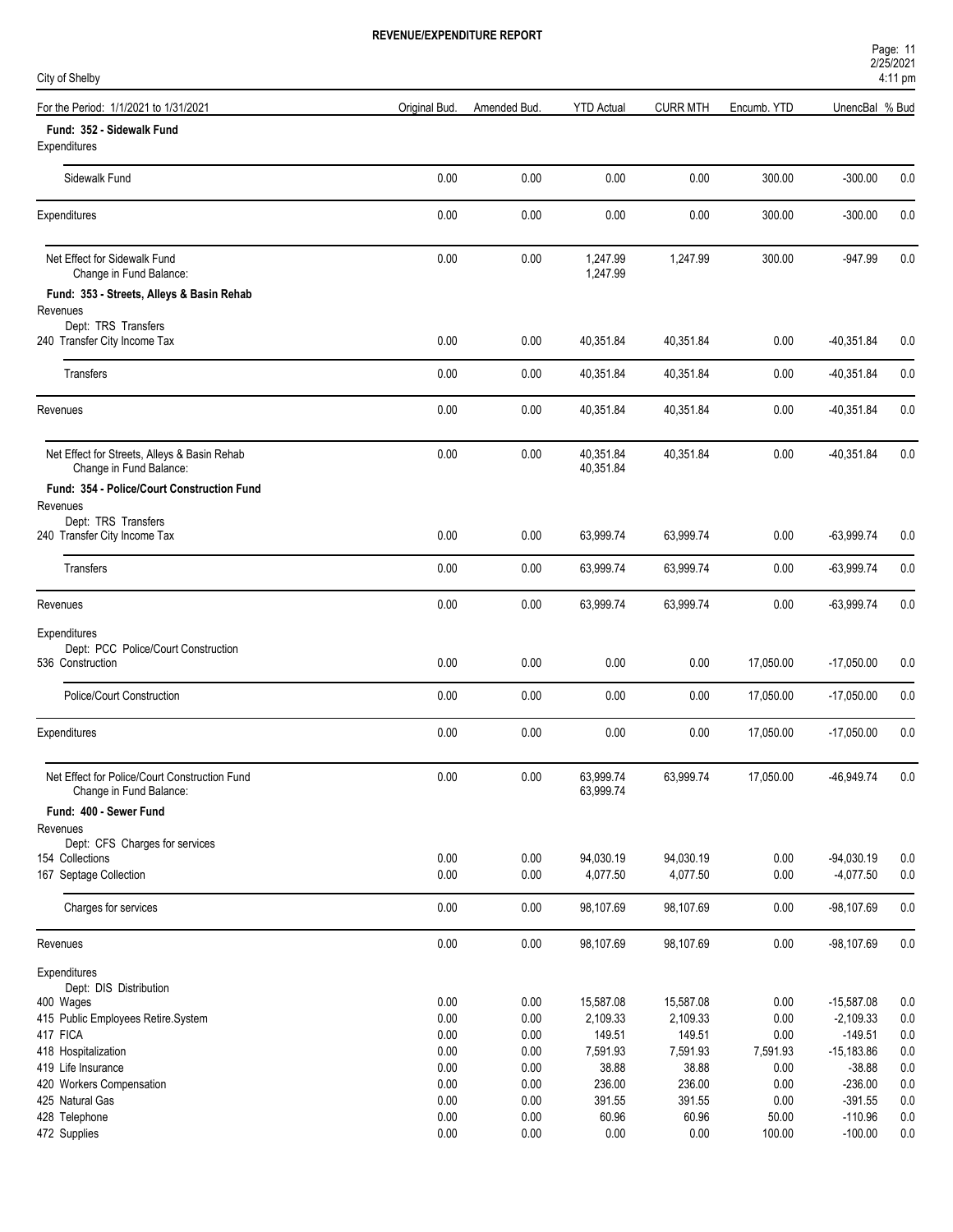# REVENUE/EXPENDITURE REPORT

City of Shelby

2/25/2021
4:11 pm

| For the Period: 1/1/2021 to 1/31/2021 | Original Bud. | Amended Bud. | YTD Actual | CURR MTH | Encumb. YTD | UnencBal | % Bud |
|---|---|---|---|---|---|---|---|
| **Fund: 352 - Sidewalk Fund** | | | | | | | |
| Expenditures | | | | | | | |
| Sidewalk Fund | 0.00 | 0.00 | 0.00 | 0.00 | 300.00 | -300.00 | 0.0 |
| Expenditures | 0.00 | 0.00 | 0.00 | 0.00 | 300.00 | -300.00 | 0.0 |
| Net Effect for Sidewalk Fund | 0.00 | 0.00 | 1,247.99 | 1,247.99 | 300.00 | -947.99 | 0.0 |
| Change in Fund Balance: | | | 1,247.99 | | | | |
| **Fund: 353 - Streets, Alleys & Basin Rehab** | | | | | | | |
| Revenues | | | | | | | |
| Dept: TRS Transfers | | | | | | | |
| 240 Transfer City Income Tax | 0.00 | 0.00 | 40,351.84 | 40,351.84 | 0.00 | -40,351.84 | 0.0 |
| Transfers | 0.00 | 0.00 | 40,351.84 | 40,351.84 | 0.00 | -40,351.84 | 0.0 |
| Revenues | 0.00 | 0.00 | 40,351.84 | 40,351.84 | 0.00 | -40,351.84 | 0.0 |
| Net Effect for Streets, Alleys & Basin Rehab | 0.00 | 0.00 | 40,351.84 | 40,351.84 | 0.00 | -40,351.84 | 0.0 |
| Change in Fund Balance: | | | 40,351.84 | | | | |
| **Fund: 354 - Police/Court Construction Fund** | | | | | | | |
| Revenues | | | | | | | |
| Dept: TRS Transfers | | | | | | | |
| 240 Transfer City Income Tax | 0.00 | 0.00 | 63,999.74 | 63,999.74 | 0.00 | -63,999.74 | 0.0 |
| Transfers | 0.00 | 0.00 | 63,999.74 | 63,999.74 | 0.00 | -63,999.74 | 0.0 |
| Revenues | 0.00 | 0.00 | 63,999.74 | 63,999.74 | 0.00 | -63,999.74 | 0.0 |
| Expenditures | | | | | | | |
| Dept: PCC Police/Court Construction | | | | | | | |
| 536 Construction | 0.00 | 0.00 | 0.00 | 0.00 | 17,050.00 | -17,050.00 | 0.0 |
| Police/Court Construction | 0.00 | 0.00 | 0.00 | 0.00 | 17,050.00 | -17,050.00 | 0.0 |
| Expenditures | 0.00 | 0.00 | 0.00 | 0.00 | 17,050.00 | -17,050.00 | 0.0 |
| Net Effect for Police/Court Construction Fund | 0.00 | 0.00 | 63,999.74 | 63,999.74 | 17,050.00 | -46,949.74 | 0.0 |
| Change in Fund Balance: | | | 63,999.74 | | | | |
| **Fund: 400 - Sewer Fund** | | | | | | | |
| Revenues | | | | | | | |
| Dept: CFS Charges for services | | | | | | | |
| 154 Collections | 0.00 | 0.00 | 94,030.19 | 94,030.19 | 0.00 | -94,030.19 | 0.0 |
| 167 Septage Collection | 0.00 | 0.00 | 4,077.50 | 4,077.50 | 0.00 | -4,077.50 | 0.0 |
| Charges for services | 0.00 | 0.00 | 98,107.69 | 98,107.69 | 0.00 | -98,107.69 | 0.0 |
| Revenues | 0.00 | 0.00 | 98,107.69 | 98,107.69 | 0.00 | -98,107.69 | 0.0 |
| Expenditures | | | | | | | |
| Dept: DIS Distribution | | | | | | | |
| 400 Wages | 0.00 | 0.00 | 15,587.08 | 15,587.08 | 0.00 | -15,587.08 | 0.0 |
| 415 Public Employees Retire.System | 0.00 | 0.00 | 2,109.33 | 2,109.33 | 0.00 | -2,109.33 | 0.0 |
| 417 FICA | 0.00 | 0.00 | 149.51 | 149.51 | 0.00 | -149.51 | 0.0 |
| 418 Hospitalization | 0.00 | 0.00 | 7,591.93 | 7,591.93 | 7,591.93 | -15,183.86 | 0.0 |
| 419 Life Insurance | 0.00 | 0.00 | 38.88 | 38.88 | 0.00 | -38.88 | 0.0 |
| 420 Workers Compensation | 0.00 | 0.00 | 236.00 | 236.00 | 0.00 | -236.00 | 0.0 |
| 425 Natural Gas | 0.00 | 0.00 | 391.55 | 391.55 | 0.00 | -391.55 | 0.0 |
| 428 Telephone | 0.00 | 0.00 | 60.96 | 60.96 | 50.00 | -110.96 | 0.0 |
| 472 Supplies | 0.00 | 0.00 | 0.00 | 0.00 | 100.00 | -100.00 | 0.0 |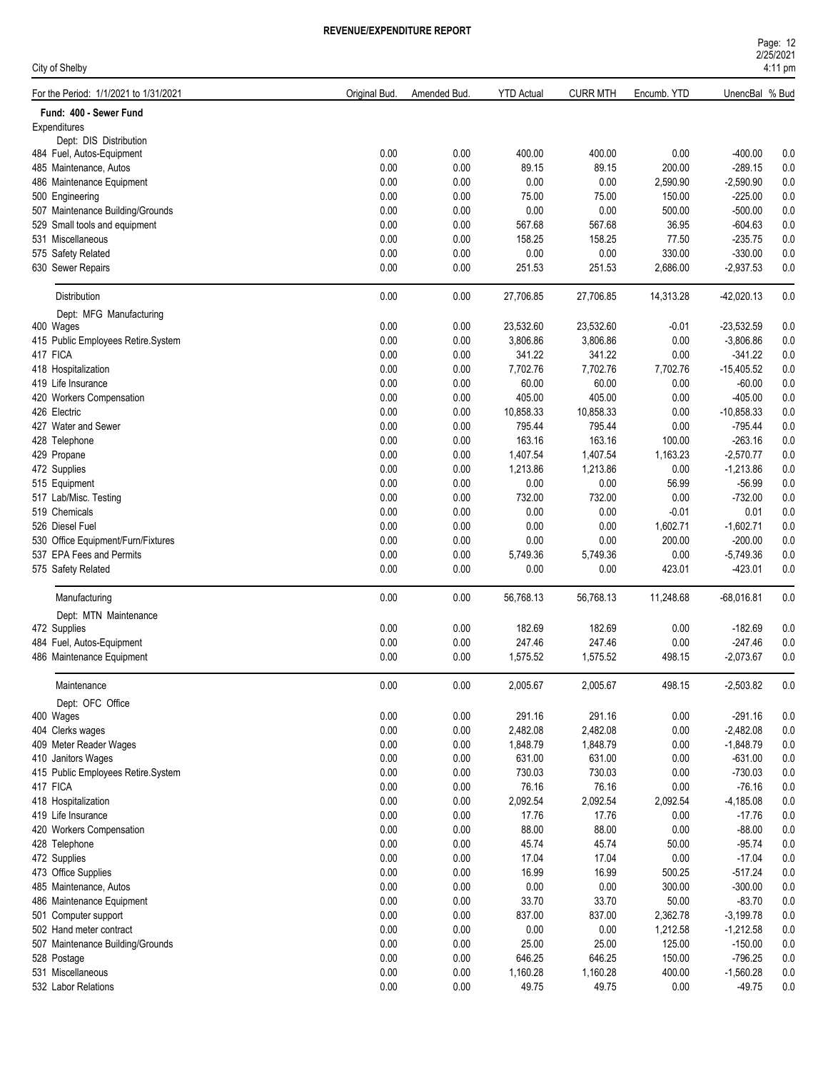# REVENUE/EXPENDITURE REPORT

City of Shelby

| For the Period: 1/1/2021 to 1/31/2021 | Original Bud. | Amended Bud. | YTD Actual | CURR MTH | Encumb. YTD | UnencBal | % Bud |
|---|---|---|---|---|---|---|---|
| **Fund: 400 - Sewer Fund** | | | | | | | |
| Expenditures | | | | | | | |
| Dept: DIS Distribution | | | | | | | |
| 484 Fuel, Autos-Equipment | 0.00 | 0.00 | 400.00 | 400.00 | 0.00 | -400.00 | 0.0 |
| 485 Maintenance, Autos | 0.00 | 0.00 | 89.15 | 89.15 | 200.00 | -289.15 | 0.0 |
| 486 Maintenance Equipment | 0.00 | 0.00 | 0.00 | 0.00 | 2,590.90 | -2,590.90 | 0.0 |
| 500 Engineering | 0.00 | 0.00 | 75.00 | 75.00 | 150.00 | -225.00 | 0.0 |
| 507 Maintenance Building/Grounds | 0.00 | 0.00 | 0.00 | 0.00 | 500.00 | -500.00 | 0.0 |
| 529 Small tools and equipment | 0.00 | 0.00 | 567.68 | 567.68 | 36.95 | -604.63 | 0.0 |
| 531 Miscellaneous | 0.00 | 0.00 | 158.25 | 158.25 | 77.50 | -235.75 | 0.0 |
| 575 Safety Related | 0.00 | 0.00 | 0.00 | 0.00 | 330.00 | -330.00 | 0.0 |
| 630 Sewer Repairs | 0.00 | 0.00 | 251.53 | 251.53 | 2,686.00 | -2,937.53 | 0.0 |
| Distribution | 0.00 | 0.00 | 27,706.85 | 27,706.85 | 14,313.28 | -42,020.13 | 0.0 |
| Dept: MFG Manufacturing | | | | | | | |
| 400 Wages | 0.00 | 0.00 | 23,532.60 | 23,532.60 | -0.01 | -23,532.59 | 0.0 |
| 415 Public Employees Retire.System | 0.00 | 0.00 | 3,806.86 | 3,806.86 | 0.00 | -3,806.86 | 0.0 |
| 417 FICA | 0.00 | 0.00 | 341.22 | 341.22 | 0.00 | -341.22 | 0.0 |
| 418 Hospitalization | 0.00 | 0.00 | 7,702.76 | 7,702.76 | 7,702.76 | -15,405.52 | 0.0 |
| 419 Life Insurance | 0.00 | 0.00 | 60.00 | 60.00 | 0.00 | -60.00 | 0.0 |
| 420 Workers Compensation | 0.00 | 0.00 | 405.00 | 405.00 | 0.00 | -405.00 | 0.0 |
| 426 Electric | 0.00 | 0.00 | 10,858.33 | 10,858.33 | 0.00 | -10,858.33 | 0.0 |
| 427 Water and Sewer | 0.00 | 0.00 | 795.44 | 795.44 | 0.00 | -795.44 | 0.0 |
| 428 Telephone | 0.00 | 0.00 | 163.16 | 163.16 | 100.00 | -263.16 | 0.0 |
| 429 Propane | 0.00 | 0.00 | 1,407.54 | 1,407.54 | 1,163.23 | -2,570.77 | 0.0 |
| 472 Supplies | 0.00 | 0.00 | 1,213.86 | 1,213.86 | 0.00 | -1,213.86 | 0.0 |
| 515 Equipment | 0.00 | 0.00 | 0.00 | 0.00 | 56.99 | -56.99 | 0.0 |
| 517 Lab/Misc. Testing | 0.00 | 0.00 | 732.00 | 732.00 | 0.00 | -732.00 | 0.0 |
| 519 Chemicals | 0.00 | 0.00 | 0.00 | 0.00 | -0.01 | 0.01 | 0.0 |
| 526 Diesel Fuel | 0.00 | 0.00 | 0.00 | 0.00 | 1,602.71 | -1,602.71 | 0.0 |
| 530 Office Equipment/Furn/Fixtures | 0.00 | 0.00 | 0.00 | 0.00 | 200.00 | -200.00 | 0.0 |
| 537 EPA Fees and Permits | 0.00 | 0.00 | 5,749.36 | 5,749.36 | 0.00 | -5,749.36 | 0.0 |
| 575 Safety Related | 0.00 | 0.00 | 0.00 | 0.00 | 423.01 | -423.01 | 0.0 |
| Manufacturing | 0.00 | 0.00 | 56,768.13 | 56,768.13 | 11,248.68 | -68,016.81 | 0.0 |
| Dept: MTN Maintenance | | | | | | | |
| 472 Supplies | 0.00 | 0.00 | 182.69 | 182.69 | 0.00 | -182.69 | 0.0 |
| 484 Fuel, Autos-Equipment | 0.00 | 0.00 | 247.46 | 247.46 | 0.00 | -247.46 | 0.0 |
| 486 Maintenance Equipment | 0.00 | 0.00 | 1,575.52 | 1,575.52 | 498.15 | -2,073.67 | 0.0 |
| Maintenance | 0.00 | 0.00 | 2,005.67 | 2,005.67 | 498.15 | -2,503.82 | 0.0 |
| Dept: OFC Office | | | | | | | |
| 400 Wages | 0.00 | 0.00 | 291.16 | 291.16 | 0.00 | -291.16 | 0.0 |
| 404 Clerks wages | 0.00 | 0.00 | 2,482.08 | 2,482.08 | 0.00 | -2,482.08 | 0.0 |
| 409 Meter Reader Wages | 0.00 | 0.00 | 1,848.79 | 1,848.79 | 0.00 | -1,848.79 | 0.0 |
| 410 Janitors Wages | 0.00 | 0.00 | 631.00 | 631.00 | 0.00 | -631.00 | 0.0 |
| 415 Public Employees Retire.System | 0.00 | 0.00 | 730.03 | 730.03 | 0.00 | -730.03 | 0.0 |
| 417 FICA | 0.00 | 0.00 | 76.16 | 76.16 | 0.00 | -76.16 | 0.0 |
| 418 Hospitalization | 0.00 | 0.00 | 2,092.54 | 2,092.54 | 2,092.54 | -4,185.08 | 0.0 |
| 419 Life Insurance | 0.00 | 0.00 | 17.76 | 17.76 | 0.00 | -17.76 | 0.0 |
| 420 Workers Compensation | 0.00 | 0.00 | 88.00 | 88.00 | 0.00 | -88.00 | 0.0 |
| 428 Telephone | 0.00 | 0.00 | 45.74 | 45.74 | 50.00 | -95.74 | 0.0 |
| 472 Supplies | 0.00 | 0.00 | 17.04 | 17.04 | 0.00 | -17.04 | 0.0 |
| 473 Office Supplies | 0.00 | 0.00 | 16.99 | 16.99 | 500.25 | -517.24 | 0.0 |
| 485 Maintenance, Autos | 0.00 | 0.00 | 0.00 | 0.00 | 300.00 | -300.00 | 0.0 |
| 486 Maintenance Equipment | 0.00 | 0.00 | 33.70 | 33.70 | 50.00 | -83.70 | 0.0 |
| 501 Computer support | 0.00 | 0.00 | 837.00 | 837.00 | 2,362.78 | -3,199.78 | 0.0 |
| 502 Hand meter contract | 0.00 | 0.00 | 0.00 | 0.00 | 1,212.58 | -1,212.58 | 0.0 |
| 507 Maintenance Building/Grounds | 0.00 | 0.00 | 25.00 | 25.00 | 125.00 | -150.00 | 0.0 |
| 528 Postage | 0.00 | 0.00 | 646.25 | 646.25 | 150.00 | -796.25 | 0.0 |
| 531 Miscellaneous | 0.00 | 0.00 | 1,160.28 | 1,160.28 | 400.00 | -1,560.28 | 0.0 |
| 532 Labor Relations | 0.00 | 0.00 | 49.75 | 49.75 | 0.00 | -49.75 | 0.0 |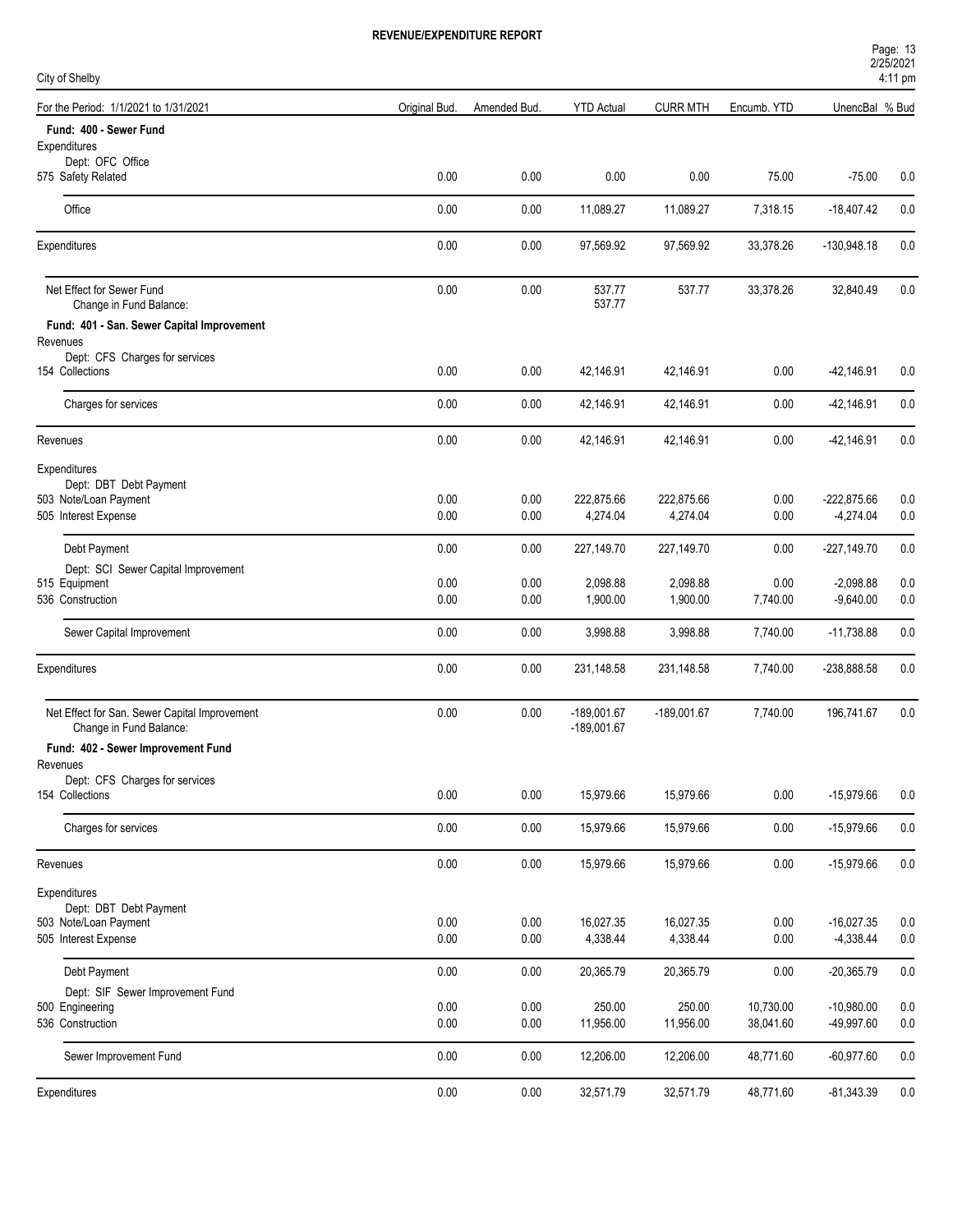# REVENUE/EXPENDITURE REPORT

City of Shelby

| For the Period: 1/1/2021 to 1/31/2021 | Original Bud. | Amended Bud. | YTD Actual | CURR MTH | Encumb. YTD | UnencBal | % Bud |
|---|---|---|---|---|---|---|---|
| **Fund: 400 - Sewer Fund** | | | | | | | |
| Expenditures | | | | | | | |
| Dept: OFC Office | | | | | | | |
| 575 Safety Related | 0.00 | 0.00 | 0.00 | 0.00 | 75.00 | -75.00 | 0.0 |
| Office | 0.00 | 0.00 | 11,089.27 | 11,089.27 | 7,318.15 | -18,407.42 | 0.0 |
| Expenditures | 0.00 | 0.00 | 97,569.92 | 97,569.92 | 33,378.26 | -130,948.18 | 0.0 |
| Net Effect for Sewer Fund | 0.00 | 0.00 | 537.77 | 537.77 | 33,378.26 | 32,840.49 | 0.0 |
| Change in Fund Balance: | | | 537.77 | | | | |
| **Fund: 401 - San. Sewer Capital Improvement** | | | | | | | |
| Revenues | | | | | | | |
| Dept: CFS Charges for services | | | | | | | |
| 154 Collections | 0.00 | 0.00 | 42,146.91 | 42,146.91 | 0.00 | -42,146.91 | 0.0 |
| Charges for services | 0.00 | 0.00 | 42,146.91 | 42,146.91 | 0.00 | -42,146.91 | 0.0 |
| Revenues | 0.00 | 0.00 | 42,146.91 | 42,146.91 | 0.00 | -42,146.91 | 0.0 |
| Expenditures | | | | | | | |
| Dept: DBT Debt Payment | | | | | | | |
| 503 Note/Loan Payment | 0.00 | 0.00 | 222,875.66 | 222,875.66 | 0.00 | -222,875.66 | 0.0 |
| 505 Interest Expense | 0.00 | 0.00 | 4,274.04 | 4,274.04 | 0.00 | -4,274.04 | 0.0 |
| Debt Payment | 0.00 | 0.00 | 227,149.70 | 227,149.70 | 0.00 | -227,149.70 | 0.0 |
| Dept: SCI Sewer Capital Improvement | | | | | | | |
| 515 Equipment | 0.00 | 0.00 | 2,098.88 | 2,098.88 | 0.00 | -2,098.88 | 0.0 |
| 536 Construction | 0.00 | 0.00 | 1,900.00 | 1,900.00 | 7,740.00 | -9,640.00 | 0.0 |
| Sewer Capital Improvement | 0.00 | 0.00 | 3,998.88 | 3,998.88 | 7,740.00 | -11,738.88 | 0.0 |
| Expenditures | 0.00 | 0.00 | 231,148.58 | 231,148.58 | 7,740.00 | -238,888.58 | 0.0 |
| Net Effect for San. Sewer Capital Improvement | 0.00 | 0.00 | -189,001.67 | -189,001.67 | 7,740.00 | 196,741.67 | 0.0 |
| Change in Fund Balance: | | | -189,001.67 | | | | |
| **Fund: 402 - Sewer Improvement Fund** | | | | | | | |
| Revenues | | | | | | | |
| Dept: CFS Charges for services | | | | | | | |
| 154 Collections | 0.00 | 0.00 | 15,979.66 | 15,979.66 | 0.00 | -15,979.66 | 0.0 |
| Charges for services | 0.00 | 0.00 | 15,979.66 | 15,979.66 | 0.00 | -15,979.66 | 0.0 |
| Revenues | 0.00 | 0.00 | 15,979.66 | 15,979.66 | 0.00 | -15,979.66 | 0.0 |
| Expenditures | | | | | | | |
| Dept: DBT Debt Payment | | | | | | | |
| 503 Note/Loan Payment | 0.00 | 0.00 | 16,027.35 | 16,027.35 | 0.00 | -16,027.35 | 0.0 |
| 505 Interest Expense | 0.00 | 0.00 | 4,338.44 | 4,338.44 | 0.00 | -4,338.44 | 0.0 |
| Debt Payment | 0.00 | 0.00 | 20,365.79 | 20,365.79 | 0.00 | -20,365.79 | 0.0 |
| Dept: SIF Sewer Improvement Fund | | | | | | | |
| 500 Engineering | 0.00 | 0.00 | 250.00 | 250.00 | 10,730.00 | -10,980.00 | 0.0 |
| 536 Construction | 0.00 | 0.00 | 11,956.00 | 11,956.00 | 38,041.60 | -49,997.60 | 0.0 |
| Sewer Improvement Fund | 0.00 | 0.00 | 12,206.00 | 12,206.00 | 48,771.60 | -60,977.60 | 0.0 |
| Expenditures | 0.00 | 0.00 | 32,571.79 | 32,571.79 | 48,771.60 | -81,343.39 | 0.0 |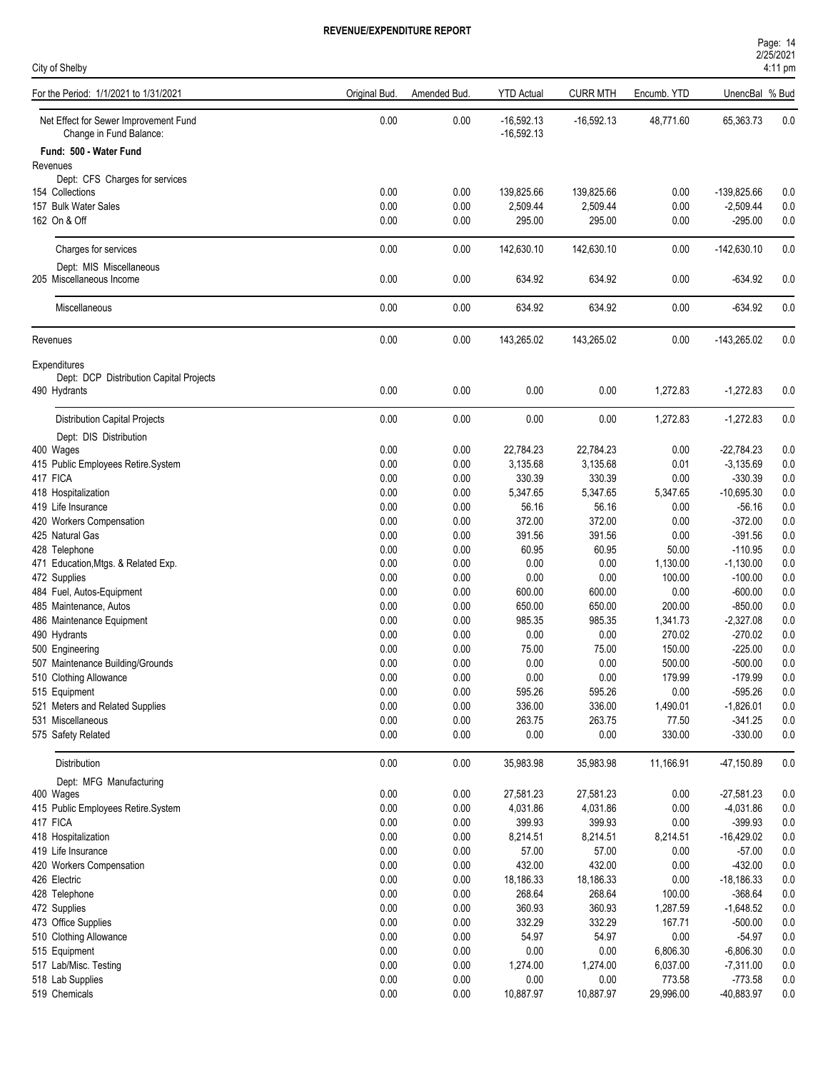**REVENUE/EXPENDITURE REPORT**

City of Shelby

| For the Period: 1/1/2021 to 1/31/2021 | Original Bud. | Amended Bud. | YTD Actual | CURR MTH | Encumb. YTD | UnencBal | % Bud |
|---|---|---|---|---|---|---|---|
| Net Effect for Sewer Improvement Fund | 0.00 | 0.00 | -16,592.13 | -16,592.13 | 48,771.60 | 65,363.73 | 0.0 |
| Change in Fund Balance: | | | -16,592.13 | | | | |
| **Fund: 500 - Water Fund** | | | | | | | |
| Revenues | | | | | | | |
| Dept: CFS Charges for services | | | | | | | |
| 154 Collections | 0.00 | 0.00 | 139,825.66 | 139,825.66 | 0.00 | -139,825.66 | 0.0 |
| 157 Bulk Water Sales | 0.00 | 0.00 | 2,509.44 | 2,509.44 | 0.00 | -2,509.44 | 0.0 |
| 162 On & Off | 0.00 | 0.00 | 295.00 | 295.00 | 0.00 | -295.00 | 0.0 |
| Charges for services | 0.00 | 0.00 | 142,630.10 | 142,630.10 | 0.00 | -142,630.10 | 0.0 |
| Dept: MIS Miscellaneous | | | | | | | |
| 205 Miscellaneous Income | 0.00 | 0.00 | 634.92 | 634.92 | 0.00 | -634.92 | 0.0 |
| Miscellaneous | 0.00 | 0.00 | 634.92 | 634.92 | 0.00 | -634.92 | 0.0 |
| Revenues | 0.00 | 0.00 | 143,265.02 | 143,265.02 | 0.00 | -143,265.02 | 0.0 |
| Expenditures | | | | | | | |
| Dept: DCP Distribution Capital Projects | | | | | | | |
| 490 Hydrants | 0.00 | 0.00 | 0.00 | 0.00 | 1,272.83 | -1,272.83 | 0.0 |
| Distribution Capital Projects | 0.00 | 0.00 | 0.00 | 0.00 | 1,272.83 | -1,272.83 | 0.0 |
| Dept: DIS Distribution | | | | | | | |
| 400 Wages | 0.00 | 0.00 | 22,784.23 | 22,784.23 | 0.00 | -22,784.23 | 0.0 |
| 415 Public Employees Retire.System | 0.00 | 0.00 | 3,135.68 | 3,135.68 | 0.01 | -3,135.69 | 0.0 |
| 417 FICA | 0.00 | 0.00 | 330.39 | 330.39 | 0.00 | -330.39 | 0.0 |
| 418 Hospitalization | 0.00 | 0.00 | 5,347.65 | 5,347.65 | 5,347.65 | -10,695.30 | 0.0 |
| 419 Life Insurance | 0.00 | 0.00 | 56.16 | 56.16 | 0.00 | -56.16 | 0.0 |
| 420 Workers Compensation | 0.00 | 0.00 | 372.00 | 372.00 | 0.00 | -372.00 | 0.0 |
| 425 Natural Gas | 0.00 | 0.00 | 391.56 | 391.56 | 0.00 | -391.56 | 0.0 |
| 428 Telephone | 0.00 | 0.00 | 60.95 | 60.95 | 50.00 | -110.95 | 0.0 |
| 471 Education,Mtgs. & Related Exp. | 0.00 | 0.00 | 0.00 | 0.00 | 1,130.00 | -1,130.00 | 0.0 |
| 472 Supplies | 0.00 | 0.00 | 0.00 | 0.00 | 100.00 | -100.00 | 0.0 |
| 484 Fuel, Autos-Equipment | 0.00 | 0.00 | 600.00 | 600.00 | 0.00 | -600.00 | 0.0 |
| 485 Maintenance, Autos | 0.00 | 0.00 | 650.00 | 650.00 | 200.00 | -850.00 | 0.0 |
| 486 Maintenance Equipment | 0.00 | 0.00 | 985.35 | 985.35 | 1,341.73 | -2,327.08 | 0.0 |
| 490 Hydrants | 0.00 | 0.00 | 0.00 | 0.00 | 270.02 | -270.02 | 0.0 |
| 500 Engineering | 0.00 | 0.00 | 75.00 | 75.00 | 150.00 | -225.00 | 0.0 |
| 507 Maintenance Building/Grounds | 0.00 | 0.00 | 0.00 | 0.00 | 500.00 | -500.00 | 0.0 |
| 510 Clothing Allowance | 0.00 | 0.00 | 0.00 | 0.00 | 179.99 | -179.99 | 0.0 |
| 515 Equipment | 0.00 | 0.00 | 595.26 | 595.26 | 0.00 | -595.26 | 0.0 |
| 521 Meters and Related Supplies | 0.00 | 0.00 | 336.00 | 336.00 | 1,490.01 | -1,826.01 | 0.0 |
| 531 Miscellaneous | 0.00 | 0.00 | 263.75 | 263.75 | 77.50 | -341.25 | 0.0 |
| 575 Safety Related | 0.00 | 0.00 | 0.00 | 0.00 | 330.00 | -330.00 | 0.0 |
| Distribution | 0.00 | 0.00 | 35,983.98 | 35,983.98 | 11,166.91 | -47,150.89 | 0.0 |
| Dept: MFG Manufacturing | | | | | | | |
| 400 Wages | 0.00 | 0.00 | 27,581.23 | 27,581.23 | 0.00 | -27,581.23 | 0.0 |
| 415 Public Employees Retire.System | 0.00 | 0.00 | 4,031.86 | 4,031.86 | 0.00 | -4,031.86 | 0.0 |
| 417 FICA | 0.00 | 0.00 | 399.93 | 399.93 | 0.00 | -399.93 | 0.0 |
| 418 Hospitalization | 0.00 | 0.00 | 8,214.51 | 8,214.51 | 8,214.51 | -16,429.02 | 0.0 |
| 419 Life Insurance | 0.00 | 0.00 | 57.00 | 57.00 | 0.00 | -57.00 | 0.0 |
| 420 Workers Compensation | 0.00 | 0.00 | 432.00 | 432.00 | 0.00 | -432.00 | 0.0 |
| 426 Electric | 0.00 | 0.00 | 18,186.33 | 18,186.33 | 0.00 | -18,186.33 | 0.0 |
| 428 Telephone | 0.00 | 0.00 | 268.64 | 268.64 | 100.00 | -368.64 | 0.0 |
| 472 Supplies | 0.00 | 0.00 | 360.93 | 360.93 | 1,287.59 | -1,648.52 | 0.0 |
| 473 Office Supplies | 0.00 | 0.00 | 332.29 | 332.29 | 167.71 | -500.00 | 0.0 |
| 510 Clothing Allowance | 0.00 | 0.00 | 54.97 | 54.97 | 0.00 | -54.97 | 0.0 |
| 515 Equipment | 0.00 | 0.00 | 0.00 | 0.00 | 6,806.30 | -6,806.30 | 0.0 |
| 517 Lab/Misc. Testing | 0.00 | 0.00 | 1,274.00 | 1,274.00 | 6,037.00 | -7,311.00 | 0.0 |
| 518 Lab Supplies | 0.00 | 0.00 | 0.00 | 0.00 | 773.58 | -773.58 | 0.0 |
| 519 Chemicals | 0.00 | 0.00 | 10,887.97 | 10,887.97 | 29,996.00 | -40,883.97 | 0.0 |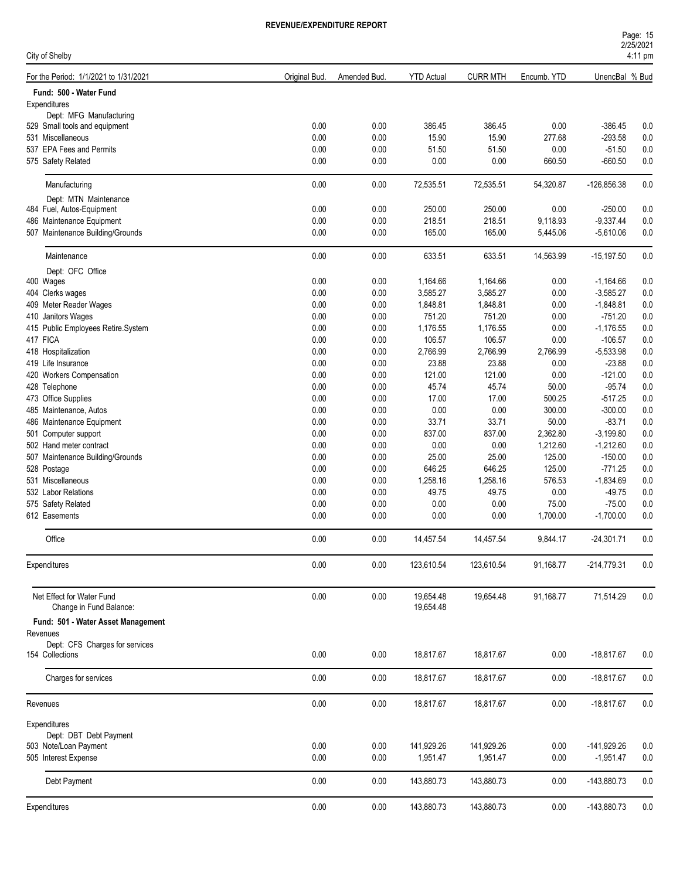**REVENUE/EXPENDITURE REPORT**

City of Shelby

| For the Period: 1/1/2021 to 1/31/2021 | Original Bud. | Amended Bud. | YTD Actual | CURR MTH | Encumb. YTD | UnencBal | % Bud |
|---|---|---|---|---|---|---|---|
| **Fund: 500 - Water Fund** | | | | | | | |
| Expenditures | | | | | | | |
| Dept: MFG Manufacturing | | | | | | | |
| 529 Small tools and equipment | 0.00 | 0.00 | 386.45 | 386.45 | 0.00 | -386.45 | 0.0 |
| 531 Miscellaneous | 0.00 | 0.00 | 15.90 | 15.90 | 277.68 | -293.58 | 0.0 |
| 537 EPA Fees and Permits | 0.00 | 0.00 | 51.50 | 51.50 | 0.00 | -51.50 | 0.0 |
| 575 Safety Related | 0.00 | 0.00 | 0.00 | 0.00 | 660.50 | -660.50 | 0.0 |
| Manufacturing | 0.00 | 0.00 | 72,535.51 | 72,535.51 | 54,320.87 | -126,856.38 | 0.0 |
| Dept: MTN Maintenance | | | | | | | |
| 484 Fuel, Autos-Equipment | 0.00 | 0.00 | 250.00 | 250.00 | 0.00 | -250.00 | 0.0 |
| 486 Maintenance Equipment | 0.00 | 0.00 | 218.51 | 218.51 | 9,118.93 | -9,337.44 | 0.0 |
| 507 Maintenance Building/Grounds | 0.00 | 0.00 | 165.00 | 165.00 | 5,445.06 | -5,610.06 | 0.0 |
| Maintenance | 0.00 | 0.00 | 633.51 | 633.51 | 14,563.99 | -15,197.50 | 0.0 |
| Dept: OFC Office | | | | | | | |
| 400 Wages | 0.00 | 0.00 | 1,164.66 | 1,164.66 | 0.00 | -1,164.66 | 0.0 |
| 404 Clerks wages | 0.00 | 0.00 | 3,585.27 | 3,585.27 | 0.00 | -3,585.27 | 0.0 |
| 409 Meter Reader Wages | 0.00 | 0.00 | 1,848.81 | 1,848.81 | 0.00 | -1,848.81 | 0.0 |
| 410 Janitors Wages | 0.00 | 0.00 | 751.20 | 751.20 | 0.00 | -751.20 | 0.0 |
| 415 Public Employees Retire.System | 0.00 | 0.00 | 1,176.55 | 1,176.55 | 0.00 | -1,176.55 | 0.0 |
| 417 FICA | 0.00 | 0.00 | 106.57 | 106.57 | 0.00 | -106.57 | 0.0 |
| 418 Hospitalization | 0.00 | 0.00 | 2,766.99 | 2,766.99 | 2,766.99 | -5,533.98 | 0.0 |
| 419 Life Insurance | 0.00 | 0.00 | 23.88 | 23.88 | 0.00 | -23.88 | 0.0 |
| 420 Workers Compensation | 0.00 | 0.00 | 121.00 | 121.00 | 0.00 | -121.00 | 0.0 |
| 428 Telephone | 0.00 | 0.00 | 45.74 | 45.74 | 50.00 | -95.74 | 0.0 |
| 473 Office Supplies | 0.00 | 0.00 | 17.00 | 17.00 | 500.25 | -517.25 | 0.0 |
| 485 Maintenance, Autos | 0.00 | 0.00 | 0.00 | 0.00 | 300.00 | -300.00 | 0.0 |
| 486 Maintenance Equipment | 0.00 | 0.00 | 33.71 | 33.71 | 50.00 | -83.71 | 0.0 |
| 501 Computer support | 0.00 | 0.00 | 837.00 | 837.00 | 2,362.80 | -3,199.80 | 0.0 |
| 502 Hand meter contract | 0.00 | 0.00 | 0.00 | 0.00 | 1,212.60 | -1,212.60 | 0.0 |
| 507 Maintenance Building/Grounds | 0.00 | 0.00 | 25.00 | 25.00 | 125.00 | -150.00 | 0.0 |
| 528 Postage | 0.00 | 0.00 | 646.25 | 646.25 | 125.00 | -771.25 | 0.0 |
| 531 Miscellaneous | 0.00 | 0.00 | 1,258.16 | 1,258.16 | 576.53 | -1,834.69 | 0.0 |
| 532 Labor Relations | 0.00 | 0.00 | 49.75 | 49.75 | 0.00 | -49.75 | 0.0 |
| 575 Safety Related | 0.00 | 0.00 | 0.00 | 0.00 | 75.00 | -75.00 | 0.0 |
| 612 Easements | 0.00 | 0.00 | 0.00 | 0.00 | 1,700.00 | -1,700.00 | 0.0 |
| Office | 0.00 | 0.00 | 14,457.54 | 14,457.54 | 9,844.17 | -24,301.71 | 0.0 |
| Expenditures | 0.00 | 0.00 | 123,610.54 | 123,610.54 | 91,168.77 | -214,779.31 | 0.0 |
| Net Effect for Water Fund | 0.00 | 0.00 | 19,654.48 | 19,654.48 | 91,168.77 | 71,514.29 | 0.0 |
| Change in Fund Balance: | | | 19,654.48 | | | | |
| **Fund: 501 - Water Asset Management** | | | | | | | |
| Revenues | | | | | | | |
| Dept: CFS Charges for services | | | | | | | |
| 154 Collections | 0.00 | 0.00 | 18,817.67 | 18,817.67 | 0.00 | -18,817.67 | 0.0 |
| Charges for services | 0.00 | 0.00 | 18,817.67 | 18,817.67 | 0.00 | -18,817.67 | 0.0 |
| Revenues | 0.00 | 0.00 | 18,817.67 | 18,817.67 | 0.00 | -18,817.67 | 0.0 |
| Expenditures | | | | | | | |
| Dept: DBT Debt Payment | | | | | | | |
| 503 Note/Loan Payment | 0.00 | 0.00 | 141,929.26 | 141,929.26 | 0.00 | -141,929.26 | 0.0 |
| 505 Interest Expense | 0.00 | 0.00 | 1,951.47 | 1,951.47 | 0.00 | -1,951.47 | 0.0 |
| Debt Payment | 0.00 | 0.00 | 143,880.73 | 143,880.73 | 0.00 | -143,880.73 | 0.0 |
| Expenditures | 0.00 | 0.00 | 143,880.73 | 143,880.73 | 0.00 | -143,880.73 | 0.0 |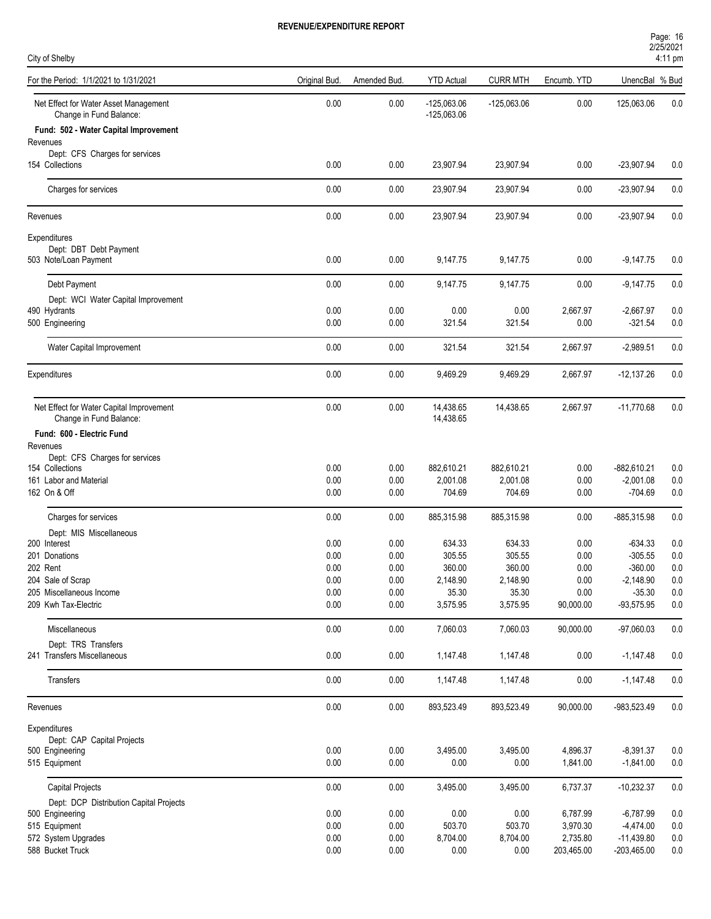# REVENUE/EXPENDITURE REPORT

City of Shelby

| For the Period: 1/1/2021 to 1/31/2021 | Original Bud. | Amended Bud. | YTD Actual | CURR MTH | Encumb. YTD | UnencBal | % Bud |
|---|---|---|---|---|---|---|---|
| Net Effect for Water Asset Management | 0.00 | 0.00 | -125,063.06 | -125,063.06 | 0.00 | 125,063.06 | 0.0 |
| Change in Fund Balance: | | | -125,063.06 | | | | |
| **Fund: 502 - Water Capital Improvement** | | | | | | | |
| Revenues | | | | | | | |
| Dept: CFS Charges for services | | | | | | | |
| 154 Collections | 0.00 | 0.00 | 23,907.94 | 23,907.94 | 0.00 | -23,907.94 | 0.0 |
| Charges for services | 0.00 | 0.00 | 23,907.94 | 23,907.94 | 0.00 | -23,907.94 | 0.0 |
| Revenues | 0.00 | 0.00 | 23,907.94 | 23,907.94 | 0.00 | -23,907.94 | 0.0 |
| Expenditures | | | | | | | |
| Dept: DBT Debt Payment | | | | | | | |
| 503 Note/Loan Payment | 0.00 | 0.00 | 9,147.75 | 9,147.75 | 0.00 | -9,147.75 | 0.0 |
| Debt Payment | 0.00 | 0.00 | 9,147.75 | 9,147.75 | 0.00 | -9,147.75 | 0.0 |
| Dept: WCI Water Capital Improvement | | | | | | | |
| 490 Hydrants | 0.00 | 0.00 | 0.00 | 0.00 | 2,667.97 | -2,667.97 | 0.0 |
| 500 Engineering | 0.00 | 0.00 | 321.54 | 321.54 | 0.00 | -321.54 | 0.0 |
| Water Capital Improvement | 0.00 | 0.00 | 321.54 | 321.54 | 2,667.97 | -2,989.51 | 0.0 |
| Expenditures | 0.00 | 0.00 | 9,469.29 | 9,469.29 | 2,667.97 | -12,137.26 | 0.0 |
| Net Effect for Water Capital Improvement | 0.00 | 0.00 | 14,438.65 | 14,438.65 | 2,667.97 | -11,770.68 | 0.0 |
| Change in Fund Balance: | | | 14,438.65 | | | | |
| **Fund: 600 - Electric Fund** | | | | | | | |
| Revenues | | | | | | | |
| Dept: CFS Charges for services | | | | | | | |
| 154 Collections | 0.00 | 0.00 | 882,610.21 | 882,610.21 | 0.00 | -882,610.21 | 0.0 |
| 161 Labor and Material | 0.00 | 0.00 | 2,001.08 | 2,001.08 | 0.00 | -2,001.08 | 0.0 |
| 162 On & Off | 0.00 | 0.00 | 704.69 | 704.69 | 0.00 | -704.69 | 0.0 |
| Charges for services | 0.00 | 0.00 | 885,315.98 | 885,315.98 | 0.00 | -885,315.98 | 0.0 |
| Dept: MIS Miscellaneous | | | | | | | |
| 200 Interest | 0.00 | 0.00 | 634.33 | 634.33 | 0.00 | -634.33 | 0.0 |
| 201 Donations | 0.00 | 0.00 | 305.55 | 305.55 | 0.00 | -305.55 | 0.0 |
| 202 Rent | 0.00 | 0.00 | 360.00 | 360.00 | 0.00 | -360.00 | 0.0 |
| 204 Sale of Scrap | 0.00 | 0.00 | 2,148.90 | 2,148.90 | 0.00 | -2,148.90 | 0.0 |
| 205 Miscellaneous Income | 0.00 | 0.00 | 35.30 | 35.30 | 0.00 | -35.30 | 0.0 |
| 209 Kwh Tax-Electric | 0.00 | 0.00 | 3,575.95 | 3,575.95 | 90,000.00 | -93,575.95 | 0.0 |
| Miscellaneous | 0.00 | 0.00 | 7,060.03 | 7,060.03 | 90,000.00 | -97,060.03 | 0.0 |
| Dept: TRS Transfers | | | | | | | |
| 241 Transfers Miscellaneous | 0.00 | 0.00 | 1,147.48 | 1,147.48 | 0.00 | -1,147.48 | 0.0 |
| Transfers | 0.00 | 0.00 | 1,147.48 | 1,147.48 | 0.00 | -1,147.48 | 0.0 |
| Revenues | 0.00 | 0.00 | 893,523.49 | 893,523.49 | 90,000.00 | -983,523.49 | 0.0 |
| Expenditures | | | | | | | |
| Dept: CAP Capital Projects | | | | | | | |
| 500 Engineering | 0.00 | 0.00 | 3,495.00 | 3,495.00 | 4,896.37 | -8,391.37 | 0.0 |
| 515 Equipment | 0.00 | 0.00 | 0.00 | 0.00 | 1,841.00 | -1,841.00 | 0.0 |
| Capital Projects | 0.00 | 0.00 | 3,495.00 | 3,495.00 | 6,737.37 | -10,232.37 | 0.0 |
| Dept: DCP Distribution Capital Projects | | | | | | | |
| 500 Engineering | 0.00 | 0.00 | 0.00 | 0.00 | 6,787.99 | -6,787.99 | 0.0 |
| 515 Equipment | 0.00 | 0.00 | 503.70 | 503.70 | 3,970.30 | -4,474.00 | 0.0 |
| 572 System Upgrades | 0.00 | 0.00 | 8,704.00 | 8,704.00 | 2,735.80 | -11,439.80 | 0.0 |
| 588 Bucket Truck | 0.00 | 0.00 | 0.00 | 0.00 | 203,465.00 | -203,465.00 | 0.0 |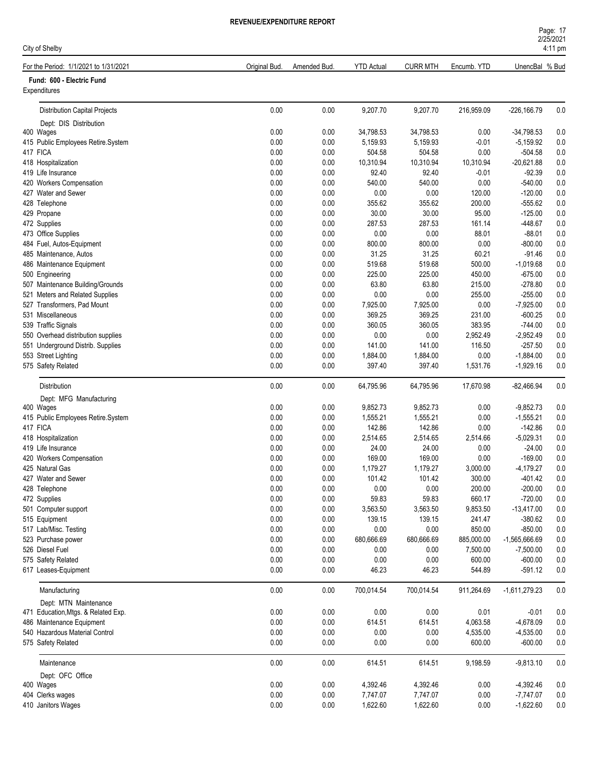# REVENUE/EXPENDITURE REPORT

City of Shelby

| For the Period: 1/1/2021 to 1/31/2021 | Original Bud. | Amended Bud. | YTD Actual | CURR MTH | Encumb. YTD | UnencBal | % Bud |
|---|---|---|---|---|---|---|---|
| **Fund: 600 - Electric Fund** | | | | | | | |
| Expenditures | | | | | | | |
| Distribution Capital Projects | 0.00 | 0.00 | 9,207.70 | 9,207.70 | 216,959.09 | -226,166.79 | 0.0 |
| Dept: DIS Distribution | | | | | | | |
| 400 Wages | 0.00 | 0.00 | 34,798.53 | 34,798.53 | 0.00 | -34,798.53 | 0.0 |
| 415 Public Employees Retire.System | 0.00 | 0.00 | 5,159.93 | 5,159.93 | -0.01 | -5,159.92 | 0.0 |
| 417 FICA | 0.00 | 0.00 | 504.58 | 504.58 | 0.00 | -504.58 | 0.0 |
| 418 Hospitalization | 0.00 | 0.00 | 10,310.94 | 10,310.94 | 10,310.94 | -20,621.88 | 0.0 |
| 419 Life Insurance | 0.00 | 0.00 | 92.40 | 92.40 | -0.01 | -92.39 | 0.0 |
| 420 Workers Compensation | 0.00 | 0.00 | 540.00 | 540.00 | 0.00 | -540.00 | 0.0 |
| 427 Water and Sewer | 0.00 | 0.00 | 0.00 | 0.00 | 120.00 | -120.00 | 0.0 |
| 428 Telephone | 0.00 | 0.00 | 355.62 | 355.62 | 200.00 | -555.62 | 0.0 |
| 429 Propane | 0.00 | 0.00 | 30.00 | 30.00 | 95.00 | -125.00 | 0.0 |
| 472 Supplies | 0.00 | 0.00 | 287.53 | 287.53 | 161.14 | -448.67 | 0.0 |
| 473 Office Supplies | 0.00 | 0.00 | 0.00 | 0.00 | 88.01 | -88.01 | 0.0 |
| 484 Fuel, Autos-Equipment | 0.00 | 0.00 | 800.00 | 800.00 | 0.00 | -800.00 | 0.0 |
| 485 Maintenance, Autos | 0.00 | 0.00 | 31.25 | 31.25 | 60.21 | -91.46 | 0.0 |
| 486 Maintenance Equipment | 0.00 | 0.00 | 519.68 | 519.68 | 500.00 | -1,019.68 | 0.0 |
| 500 Engineering | 0.00 | 0.00 | 225.00 | 225.00 | 450.00 | -675.00 | 0.0 |
| 507 Maintenance Building/Grounds | 0.00 | 0.00 | 63.80 | 63.80 | 215.00 | -278.80 | 0.0 |
| 521 Meters and Related Supplies | 0.00 | 0.00 | 0.00 | 0.00 | 255.00 | -255.00 | 0.0 |
| 527 Transformers, Pad Mount | 0.00 | 0.00 | 7,925.00 | 7,925.00 | 0.00 | -7,925.00 | 0.0 |
| 531 Miscellaneous | 0.00 | 0.00 | 369.25 | 369.25 | 231.00 | -600.25 | 0.0 |
| 539 Traffic Signals | 0.00 | 0.00 | 360.05 | 360.05 | 383.95 | -744.00 | 0.0 |
| 550 Overhead distribution supplies | 0.00 | 0.00 | 0.00 | 0.00 | 2,952.49 | -2,952.49 | 0.0 |
| 551 Underground Distrib. Supplies | 0.00 | 0.00 | 141.00 | 141.00 | 116.50 | -257.50 | 0.0 |
| 553 Street Lighting | 0.00 | 0.00 | 1,884.00 | 1,884.00 | 0.00 | -1,884.00 | 0.0 |
| 575 Safety Related | 0.00 | 0.00 | 397.40 | 397.40 | 1,531.76 | -1,929.16 | 0.0 |
| Distribution | 0.00 | 0.00 | 64,795.96 | 64,795.96 | 17,670.98 | -82,466.94 | 0.0 |
| Dept: MFG Manufacturing | | | | | | | |
| 400 Wages | 0.00 | 0.00 | 9,852.73 | 9,852.73 | 0.00 | -9,852.73 | 0.0 |
| 415 Public Employees Retire.System | 0.00 | 0.00 | 1,555.21 | 1,555.21 | 0.00 | -1,555.21 | 0.0 |
| 417 FICA | 0.00 | 0.00 | 142.86 | 142.86 | 0.00 | -142.86 | 0.0 |
| 418 Hospitalization | 0.00 | 0.00 | 2,514.65 | 2,514.65 | 2,514.66 | -5,029.31 | 0.0 |
| 419 Life Insurance | 0.00 | 0.00 | 24.00 | 24.00 | 0.00 | -24.00 | 0.0 |
| 420 Workers Compensation | 0.00 | 0.00 | 169.00 | 169.00 | 0.00 | -169.00 | 0.0 |
| 425 Natural Gas | 0.00 | 0.00 | 1,179.27 | 1,179.27 | 3,000.00 | -4,179.27 | 0.0 |
| 427 Water and Sewer | 0.00 | 0.00 | 101.42 | 101.42 | 300.00 | -401.42 | 0.0 |
| 428 Telephone | 0.00 | 0.00 | 0.00 | 0.00 | 200.00 | -200.00 | 0.0 |
| 472 Supplies | 0.00 | 0.00 | 59.83 | 59.83 | 660.17 | -720.00 | 0.0 |
| 501 Computer support | 0.00 | 0.00 | 3,563.50 | 3,563.50 | 9,853.50 | -13,417.00 | 0.0 |
| 515 Equipment | 0.00 | 0.00 | 139.15 | 139.15 | 241.47 | -380.62 | 0.0 |
| 517 Lab/Misc. Testing | 0.00 | 0.00 | 0.00 | 0.00 | 850.00 | -850.00 | 0.0 |
| 523 Purchase power | 0.00 | 0.00 | 680,666.69 | 680,666.69 | 885,000.00 | -1,565,666.69 | 0.0 |
| 526 Diesel Fuel | 0.00 | 0.00 | 0.00 | 0.00 | 7,500.00 | -7,500.00 | 0.0 |
| 575 Safety Related | 0.00 | 0.00 | 0.00 | 0.00 | 600.00 | -600.00 | 0.0 |
| 617 Leases-Equipment | 0.00 | 0.00 | 46.23 | 46.23 | 544.89 | -591.12 | 0.0 |
| Manufacturing | 0.00 | 0.00 | 700,014.54 | 700,014.54 | 911,264.69 | -1,611,279.23 | 0.0 |
| Dept: MTN Maintenance | | | | | | | |
| 471 Education,Mtgs. & Related Exp. | 0.00 | 0.00 | 0.00 | 0.00 | 0.01 | -0.01 | 0.0 |
| 486 Maintenance Equipment | 0.00 | 0.00 | 614.51 | 614.51 | 4,063.58 | -4,678.09 | 0.0 |
| 540 Hazardous Material Control | 0.00 | 0.00 | 0.00 | 0.00 | 4,535.00 | -4,535.00 | 0.0 |
| 575 Safety Related | 0.00 | 0.00 | 0.00 | 0.00 | 600.00 | -600.00 | 0.0 |
| Maintenance | 0.00 | 0.00 | 614.51 | 614.51 | 9,198.59 | -9,813.10 | 0.0 |
| Dept: OFC Office | | | | | | | |
| 400 Wages | 0.00 | 0.00 | 4,392.46 | 4,392.46 | 0.00 | -4,392.46 | 0.0 |
| 404 Clerks wages | 0.00 | 0.00 | 7,747.07 | 7,747.07 | 0.00 | -7,747.07 | 0.0 |
| 410 Janitors Wages | 0.00 | 0.00 | 1,622.60 | 1,622.60 | 0.00 | -1,622.60 | 0.0 |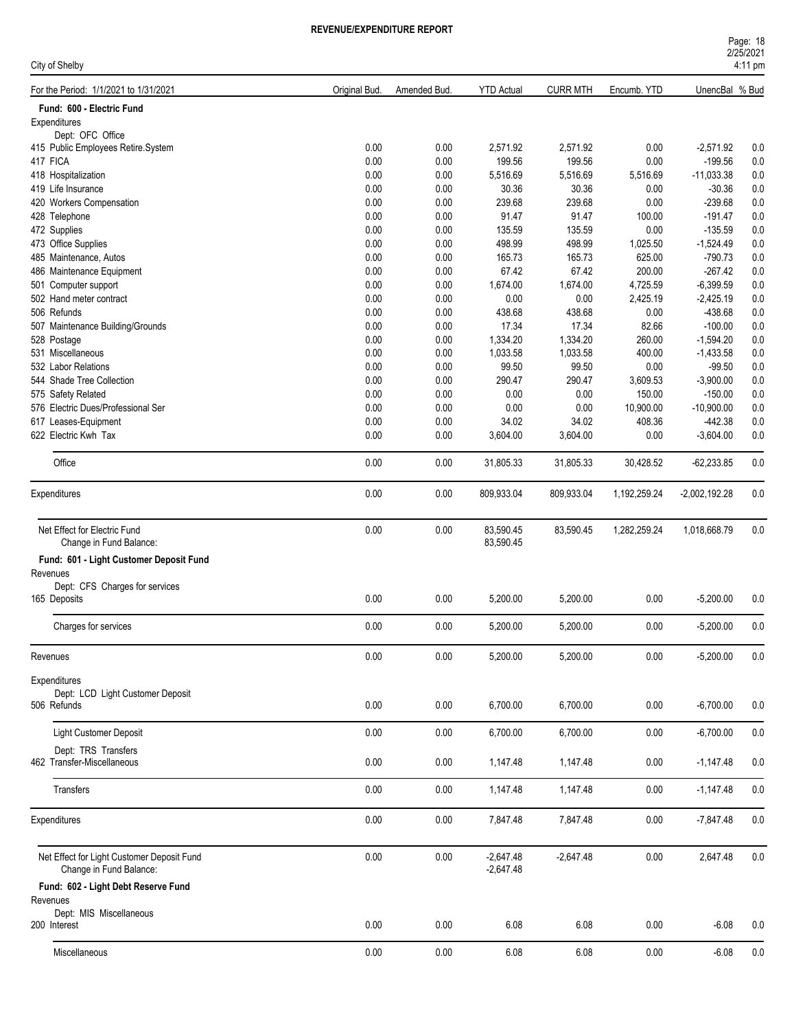**REVENUE/EXPENDITURE REPORT**

City of Shelby

| For the Period: 1/1/2021 to 1/31/2021 | Original Bud. | Amended Bud. | YTD Actual | CURR MTH | Encumb. YTD | UnencBal | % Bud |
|---|---|---|---|---|---|---|---|
| **Fund: 600 - Electric Fund** | | | | | | | |
| Expenditures | | | | | | | |
| Dept: OFC Office | | | | | | | |
| 415 Public Employees Retire.System | 0.00 | 0.00 | 2,571.92 | 2,571.92 | 0.00 | -2,571.92 | 0.0 |
| 417 FICA | 0.00 | 0.00 | 199.56 | 199.56 | 0.00 | -199.56 | 0.0 |
| 418 Hospitalization | 0.00 | 0.00 | 5,516.69 | 5,516.69 | 5,516.69 | -11,033.38 | 0.0 |
| 419 Life Insurance | 0.00 | 0.00 | 30.36 | 30.36 | 0.00 | -30.36 | 0.0 |
| 420 Workers Compensation | 0.00 | 0.00 | 239.68 | 239.68 | 0.00 | -239.68 | 0.0 |
| 428 Telephone | 0.00 | 0.00 | 91.47 | 91.47 | 100.00 | -191.47 | 0.0 |
| 472 Supplies | 0.00 | 0.00 | 135.59 | 135.59 | 0.00 | -135.59 | 0.0 |
| 473 Office Supplies | 0.00 | 0.00 | 498.99 | 498.99 | 1,025.50 | -1,524.49 | 0.0 |
| 485 Maintenance, Autos | 0.00 | 0.00 | 165.73 | 165.73 | 625.00 | -790.73 | 0.0 |
| 486 Maintenance Equipment | 0.00 | 0.00 | 67.42 | 67.42 | 200.00 | -267.42 | 0.0 |
| 501 Computer support | 0.00 | 0.00 | 1,674.00 | 1,674.00 | 4,725.59 | -6,399.59 | 0.0 |
| 502 Hand meter contract | 0.00 | 0.00 | 0.00 | 0.00 | 2,425.19 | -2,425.19 | 0.0 |
| 506 Refunds | 0.00 | 0.00 | 438.68 | 438.68 | 0.00 | -438.68 | 0.0 |
| 507 Maintenance Building/Grounds | 0.00 | 0.00 | 17.34 | 17.34 | 82.66 | -100.00 | 0.0 |
| 528 Postage | 0.00 | 0.00 | 1,334.20 | 1,334.20 | 260.00 | -1,594.20 | 0.0 |
| 531 Miscellaneous | 0.00 | 0.00 | 1,033.58 | 1,033.58 | 400.00 | -1,433.58 | 0.0 |
| 532 Labor Relations | 0.00 | 0.00 | 99.50 | 99.50 | 0.00 | -99.50 | 0.0 |
| 544 Shade Tree Collection | 0.00 | 0.00 | 290.47 | 290.47 | 3,609.53 | -3,900.00 | 0.0 |
| 575 Safety Related | 0.00 | 0.00 | 0.00 | 0.00 | 150.00 | -150.00 | 0.0 |
| 576 Electric Dues/Professional Ser | 0.00 | 0.00 | 0.00 | 0.00 | 10,900.00 | -10,900.00 | 0.0 |
| 617 Leases-Equipment | 0.00 | 0.00 | 34.02 | 34.02 | 408.36 | -442.38 | 0.0 |
| 622 Electric Kwh Tax | 0.00 | 0.00 | 3,604.00 | 3,604.00 | 0.00 | -3,604.00 | 0.0 |
| Office | 0.00 | 0.00 | 31,805.33 | 31,805.33 | 30,428.52 | -62,233.85 | 0.0 |
| Expenditures | 0.00 | 0.00 | 809,933.04 | 809,933.04 | 1,192,259.24 | -2,002,192.28 | 0.0 |
| Net Effect for Electric Fund | 0.00 | 0.00 | 83,590.45 | 83,590.45 | 1,282,259.24 | 1,018,668.79 | 0.0 |
| Change in Fund Balance: | | | 83,590.45 | | | | |
| **Fund: 601 - Light Customer Deposit Fund** | | | | | | | |
| Revenues | | | | | | | |
| Dept: CFS Charges for services | | | | | | | |
| 165 Deposits | 0.00 | 0.00 | 5,200.00 | 5,200.00 | 0.00 | -5,200.00 | 0.0 |
| Charges for services | 0.00 | 0.00 | 5,200.00 | 5,200.00 | 0.00 | -5,200.00 | 0.0 |
| Revenues | 0.00 | 0.00 | 5,200.00 | 5,200.00 | 0.00 | -5,200.00 | 0.0 |
| Expenditures | | | | | | | |
| Dept: LCD Light Customer Deposit | | | | | | | |
| 506 Refunds | 0.00 | 0.00 | 6,700.00 | 6,700.00 | 0.00 | -6,700.00 | 0.0 |
| Light Customer Deposit | 0.00 | 0.00 | 6,700.00 | 6,700.00 | 0.00 | -6,700.00 | 0.0 |
| Dept: TRS Transfers | | | | | | | |
| 462 Transfer-Miscellaneous | 0.00 | 0.00 | 1,147.48 | 1,147.48 | 0.00 | -1,147.48 | 0.0 |
| Transfers | 0.00 | 0.00 | 1,147.48 | 1,147.48 | 0.00 | -1,147.48 | 0.0 |
| Expenditures | 0.00 | 0.00 | 7,847.48 | 7,847.48 | 0.00 | -7,847.48 | 0.0 |
| Net Effect for Light Customer Deposit Fund | 0.00 | 0.00 | -2,647.48 | -2,647.48 | 0.00 | 2,647.48 | 0.0 |
| Change in Fund Balance: | | | -2,647.48 | | | | |
| **Fund: 602 - Light Debt Reserve Fund** | | | | | | | |
| Revenues | | | | | | | |
| Dept: MIS Miscellaneous | | | | | | | |
| 200 Interest | 0.00 | 0.00 | 6.08 | 6.08 | 0.00 | -6.08 | 0.0 |
| Miscellaneous | 0.00 | 0.00 | 6.08 | 6.08 | 0.00 | -6.08 | 0.0 |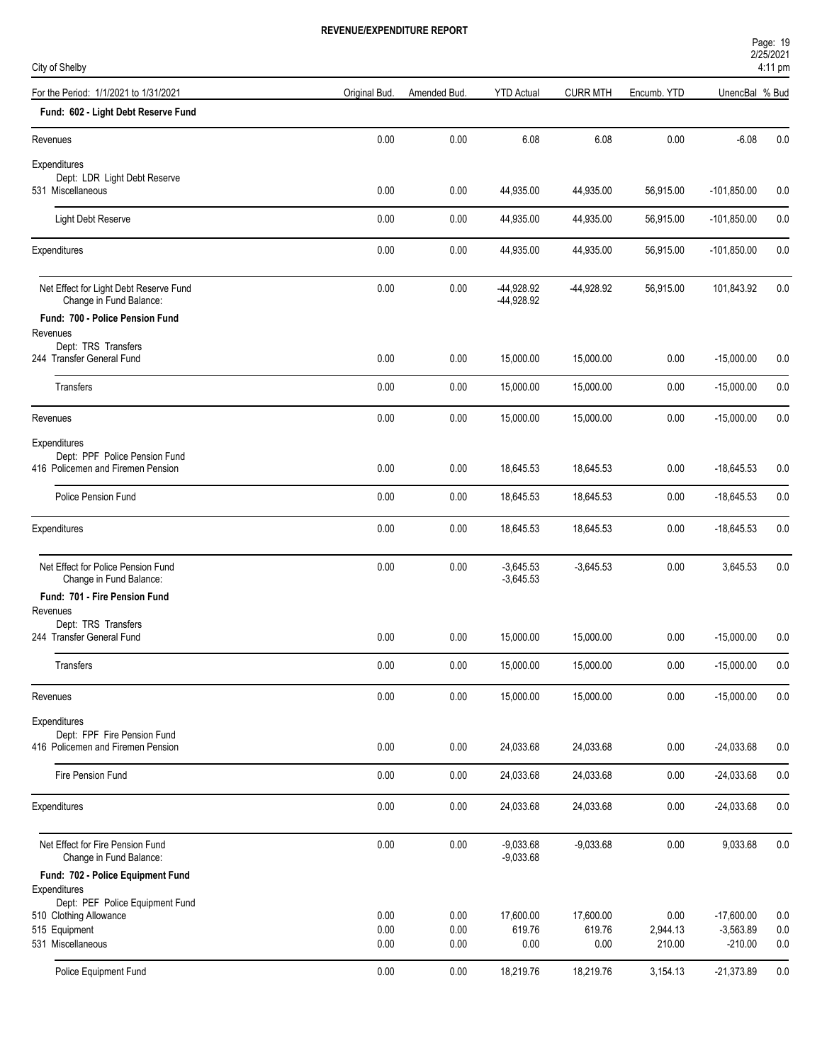**REVENUE/EXPENDITURE REPORT**

City of Shelby

| For the Period: 1/1/2021 to 1/31/2021 | Original Bud. | Amended Bud. | YTD Actual | CURR MTH | Encumb. YTD | UnencBal | % Bud |
|---|---|---|---|---|---|---|---|
| **Fund: 602 - Light Debt Reserve Fund** | | | | | | | |
| Revenues | 0.00 | 0.00 | 6.08 | 6.08 | 0.00 | -6.08 | 0.0 |
| Expenditures | | | | | | | |
| Dept: LDR Light Debt Reserve | | | | | | | |
| 531 Miscellaneous | 0.00 | 0.00 | 44,935.00 | 44,935.00 | 56,915.00 | -101,850.00 | 0.0 |
| Light Debt Reserve | 0.00 | 0.00 | 44,935.00 | 44,935.00 | 56,915.00 | -101,850.00 | 0.0 |
| Expenditures | 0.00 | 0.00 | 44,935.00 | 44,935.00 | 56,915.00 | -101,850.00 | 0.0 |
| Net Effect for Light Debt Reserve Fund | 0.00 | 0.00 | -44,928.92 | -44,928.92 | 56,915.00 | 101,843.92 | 0.0 |
| Change in Fund Balance: | | | -44,928.92 | | | | |
| **Fund: 700 - Police Pension Fund** | | | | | | | |
| Revenues | | | | | | | |
| Dept: TRS Transfers | | | | | | | |
| 244 Transfer General Fund | 0.00 | 0.00 | 15,000.00 | 15,000.00 | 0.00 | -15,000.00 | 0.0 |
| Transfers | 0.00 | 0.00 | 15,000.00 | 15,000.00 | 0.00 | -15,000.00 | 0.0 |
| Revenues | 0.00 | 0.00 | 15,000.00 | 15,000.00 | 0.00 | -15,000.00 | 0.0 |
| Expenditures | | | | | | | |
| Dept: PPF Police Pension Fund | | | | | | | |
| 416 Policemen and Firemen Pension | 0.00 | 0.00 | 18,645.53 | 18,645.53 | 0.00 | -18,645.53 | 0.0 |
| Police Pension Fund | 0.00 | 0.00 | 18,645.53 | 18,645.53 | 0.00 | -18,645.53 | 0.0 |
| Expenditures | 0.00 | 0.00 | 18,645.53 | 18,645.53 | 0.00 | -18,645.53 | 0.0 |
| Net Effect for Police Pension Fund | 0.00 | 0.00 | -3,645.53 | -3,645.53 | 0.00 | 3,645.53 | 0.0 |
| Change in Fund Balance: | | | -3,645.53 | | | | |
| **Fund: 701 - Fire Pension Fund** | | | | | | | |
| Revenues | | | | | | | |
| Dept: TRS Transfers | | | | | | | |
| 244 Transfer General Fund | 0.00 | 0.00 | 15,000.00 | 15,000.00 | 0.00 | -15,000.00 | 0.0 |
| Transfers | 0.00 | 0.00 | 15,000.00 | 15,000.00 | 0.00 | -15,000.00 | 0.0 |
| Revenues | 0.00 | 0.00 | 15,000.00 | 15,000.00 | 0.00 | -15,000.00 | 0.0 |
| Expenditures | | | | | | | |
| Dept: FPF Fire Pension Fund | | | | | | | |
| 416 Policemen and Firemen Pension | 0.00 | 0.00 | 24,033.68 | 24,033.68 | 0.00 | -24,033.68 | 0.0 |
| Fire Pension Fund | 0.00 | 0.00 | 24,033.68 | 24,033.68 | 0.00 | -24,033.68 | 0.0 |
| Expenditures | 0.00 | 0.00 | 24,033.68 | 24,033.68 | 0.00 | -24,033.68 | 0.0 |
| Net Effect for Fire Pension Fund | 0.00 | 0.00 | -9,033.68 | -9,033.68 | 0.00 | 9,033.68 | 0.0 |
| Change in Fund Balance: | | | -9,033.68 | | | | |
| **Fund: 702 - Police Equipment Fund** | | | | | | | |
| Expenditures | | | | | | | |
| Dept: PEF Police Equipment Fund | | | | | | | |
| 510 Clothing Allowance | 0.00 | 0.00 | 17,600.00 | 17,600.00 | 0.00 | -17,600.00 | 0.0 |
| 515 Equipment | 0.00 | 0.00 | 619.76 | 619.76 | 2,944.13 | -3,563.89 | 0.0 |
| 531 Miscellaneous | 0.00 | 0.00 | 0.00 | 0.00 | 210.00 | -210.00 | 0.0 |
| Police Equipment Fund | 0.00 | 0.00 | 18,219.76 | 18,219.76 | 3,154.13 | -21,373.89 | 0.0 |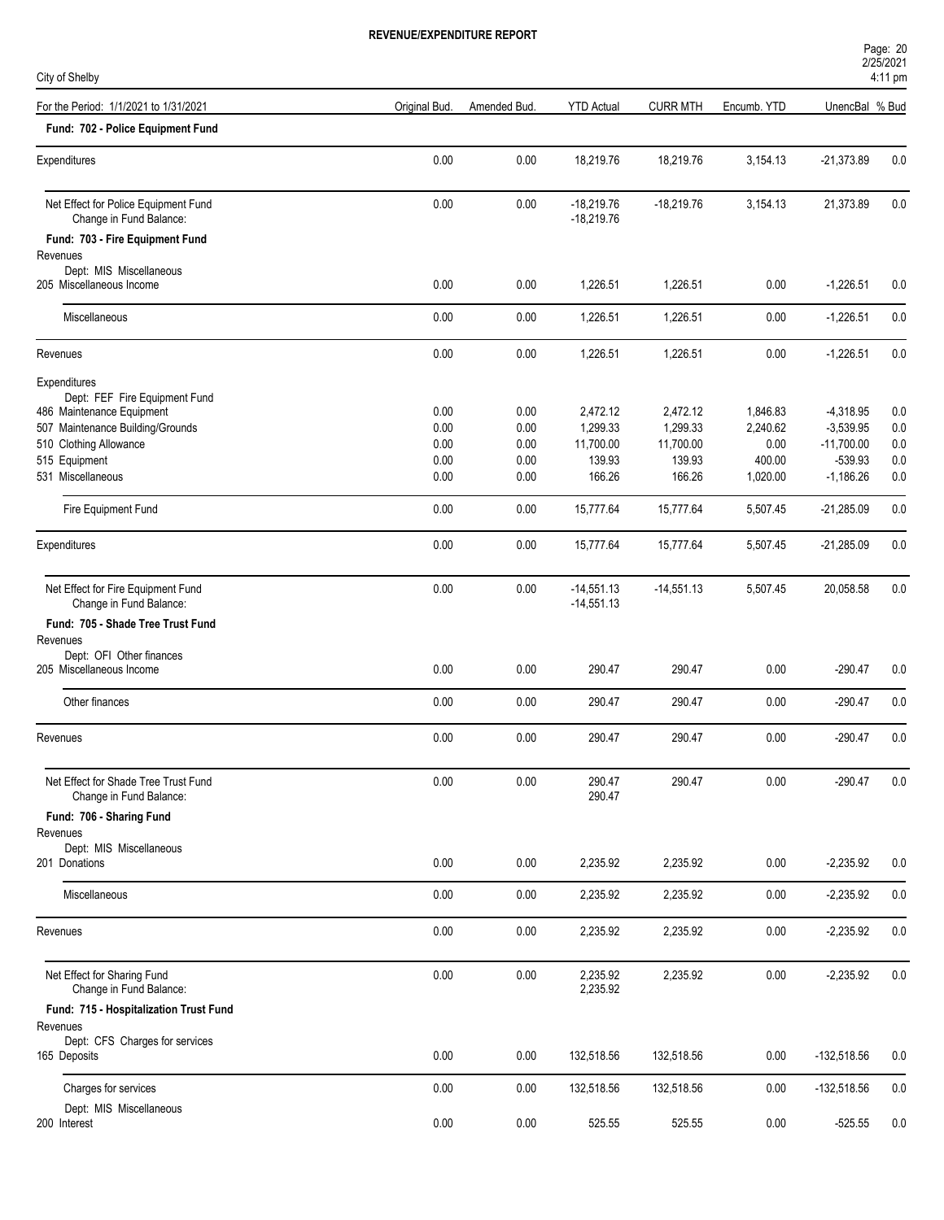**REVENUE/EXPENDITURE REPORT**

City of Shelby

| For the Period: 1/1/2021 to 1/31/2021 | Original Bud. | Amended Bud. | YTD Actual | CURR MTH | Encumb. YTD | UnencBal | % Bud |
|---|---|---|---|---|---|---|---|
| **Fund: 702 - Police Equipment Fund** | | | | | | | |
| Expenditures | 0.00 | 0.00 | 18,219.76 | 18,219.76 | 3,154.13 | -21,373.89 | 0.0 |
| Net Effect for Police Equipment Fund | 0.00 | 0.00 | -18,219.76 | -18,219.76 | 3,154.13 | 21,373.89 | 0.0 |
| Change in Fund Balance: | | | -18,219.76 | | | | |
| **Fund: 703 - Fire Equipment Fund** | | | | | | | |
| Revenues | | | | | | | |
| Dept: MIS Miscellaneous | | | | | | | |
| 205 Miscellaneous Income | 0.00 | 0.00 | 1,226.51 | 1,226.51 | 0.00 | -1,226.51 | 0.0 |
| Miscellaneous | 0.00 | 0.00 | 1,226.51 | 1,226.51 | 0.00 | -1,226.51 | 0.0 |
| Revenues | 0.00 | 0.00 | 1,226.51 | 1,226.51 | 0.00 | -1,226.51 | 0.0 |
| Expenditures | | | | | | | |
| Dept: FEF Fire Equipment Fund | | | | | | | |
| 486 Maintenance Equipment | 0.00 | 0.00 | 2,472.12 | 2,472.12 | 1,846.83 | -4,318.95 | 0.0 |
| 507 Maintenance Building/Grounds | 0.00 | 0.00 | 1,299.33 | 1,299.33 | 2,240.62 | -3,539.95 | 0.0 |
| 510 Clothing Allowance | 0.00 | 0.00 | 11,700.00 | 11,700.00 | 0.00 | -11,700.00 | 0.0 |
| 515 Equipment | 0.00 | 0.00 | 139.93 | 139.93 | 400.00 | -539.93 | 0.0 |
| 531 Miscellaneous | 0.00 | 0.00 | 166.26 | 166.26 | 1,020.00 | -1,186.26 | 0.0 |
| Fire Equipment Fund | 0.00 | 0.00 | 15,777.64 | 15,777.64 | 5,507.45 | -21,285.09 | 0.0 |
| Expenditures | 0.00 | 0.00 | 15,777.64 | 15,777.64 | 5,507.45 | -21,285.09 | 0.0 |
| Net Effect for Fire Equipment Fund | 0.00 | 0.00 | -14,551.13 | -14,551.13 | 5,507.45 | 20,058.58 | 0.0 |
| Change in Fund Balance: | | | -14,551.13 | | | | |
| **Fund: 705 - Shade Tree Trust Fund** | | | | | | | |
| Revenues | | | | | | | |
| Dept: OFI Other finances | | | | | | | |
| 205 Miscellaneous Income | 0.00 | 0.00 | 290.47 | 290.47 | 0.00 | -290.47 | 0.0 |
| Other finances | 0.00 | 0.00 | 290.47 | 290.47 | 0.00 | -290.47 | 0.0 |
| Revenues | 0.00 | 0.00 | 290.47 | 290.47 | 0.00 | -290.47 | 0.0 |
| Net Effect for Shade Tree Trust Fund | 0.00 | 0.00 | 290.47 | 290.47 | 0.00 | -290.47 | 0.0 |
| Change in Fund Balance: | | | 290.47 | | | | |
| **Fund: 706 - Sharing Fund** | | | | | | | |
| Revenues | | | | | | | |
| Dept: MIS Miscellaneous | | | | | | | |
| 201 Donations | 0.00 | 0.00 | 2,235.92 | 2,235.92 | 0.00 | -2,235.92 | 0.0 |
| Miscellaneous | 0.00 | 0.00 | 2,235.92 | 2,235.92 | 0.00 | -2,235.92 | 0.0 |
| Revenues | 0.00 | 0.00 | 2,235.92 | 2,235.92 | 0.00 | -2,235.92 | 0.0 |
| Net Effect for Sharing Fund | 0.00 | 0.00 | 2,235.92 | 2,235.92 | 0.00 | -2,235.92 | 0.0 |
| Change in Fund Balance: | | | 2,235.92 | | | | |
| **Fund: 715 - Hospitalization Trust Fund** | | | | | | | |
| Revenues | | | | | | | |
| Dept: CFS Charges for services | | | | | | | |
| 165 Deposits | 0.00 | 0.00 | 132,518.56 | 132,518.56 | 0.00 | -132,518.56 | 0.0 |
| Charges for services | 0.00 | 0.00 | 132,518.56 | 132,518.56 | 0.00 | -132,518.56 | 0.0 |
| Dept: MIS Miscellaneous | | | | | | | |
| 200 Interest | 0.00 | 0.00 | 525.55 | 525.55 | 0.00 | -525.55 | 0.0 |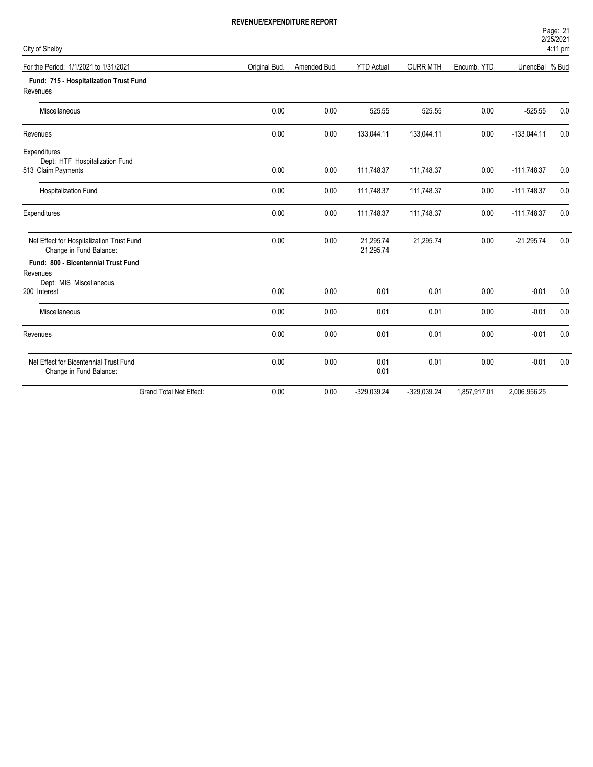**REVENUE/EXPENDITURE REPORT**

City of Shelby

| For the Period: 1/1/2021 to 1/31/2021 | Original Bud. | Amended Bud. | YTD Actual | CURR MTH | Encumb. YTD | UnencBal | % Bud |
|---|---|---|---|---|---|---|---|
| **Fund: 715 - Hospitalization Trust Fund** | | | | | | | |
| Revenues | | | | | | | |
| Miscellaneous | 0.00 | 0.00 | 525.55 | 525.55 | 0.00 | -525.55 | 0.0 |
| Revenues | 0.00 | 0.00 | 133,044.11 | 133,044.11 | 0.00 | -133,044.11 | 0.0 |
| Expenditures | | | | | | | |
| Dept: HTF Hospitalization Fund | | | | | | | |
| 513 Claim Payments | 0.00 | 0.00 | 111,748.37 | 111,748.37 | 0.00 | -111,748.37 | 0.0 |
| Hospitalization Fund | 0.00 | 0.00 | 111,748.37 | 111,748.37 | 0.00 | -111,748.37 | 0.0 |
| Expenditures | 0.00 | 0.00 | 111,748.37 | 111,748.37 | 0.00 | -111,748.37 | 0.0 |
| Net Effect for Hospitalization Trust Fund | 0.00 | 0.00 | 21,295.74 | 21,295.74 | 0.00 | -21,295.74 | 0.0 |
| Change in Fund Balance: | | | 21,295.74 | | | | |
| **Fund: 800 - Bicentennial Trust Fund** | | | | | | | |
| Revenues | | | | | | | |
| Dept: MIS Miscellaneous | | | | | | | |
| 200 Interest | 0.00 | 0.00 | 0.01 | 0.01 | 0.00 | -0.01 | 0.0 |
| Miscellaneous | 0.00 | 0.00 | 0.01 | 0.01 | 0.00 | -0.01 | 0.0 |
| Revenues | 0.00 | 0.00 | 0.01 | 0.01 | 0.00 | -0.01 | 0.0 |
| Net Effect for Bicentennial Trust Fund | 0.00 | 0.00 | 0.01 | 0.01 | 0.00 | -0.01 | 0.0 |
| Change in Fund Balance: | | | 0.01 | | | | |
| Grand Total Net Effect: | 0.00 | 0.00 | -329,039.24 | -329,039.24 | 1,857,917.01 | 2,006,956.25 | |